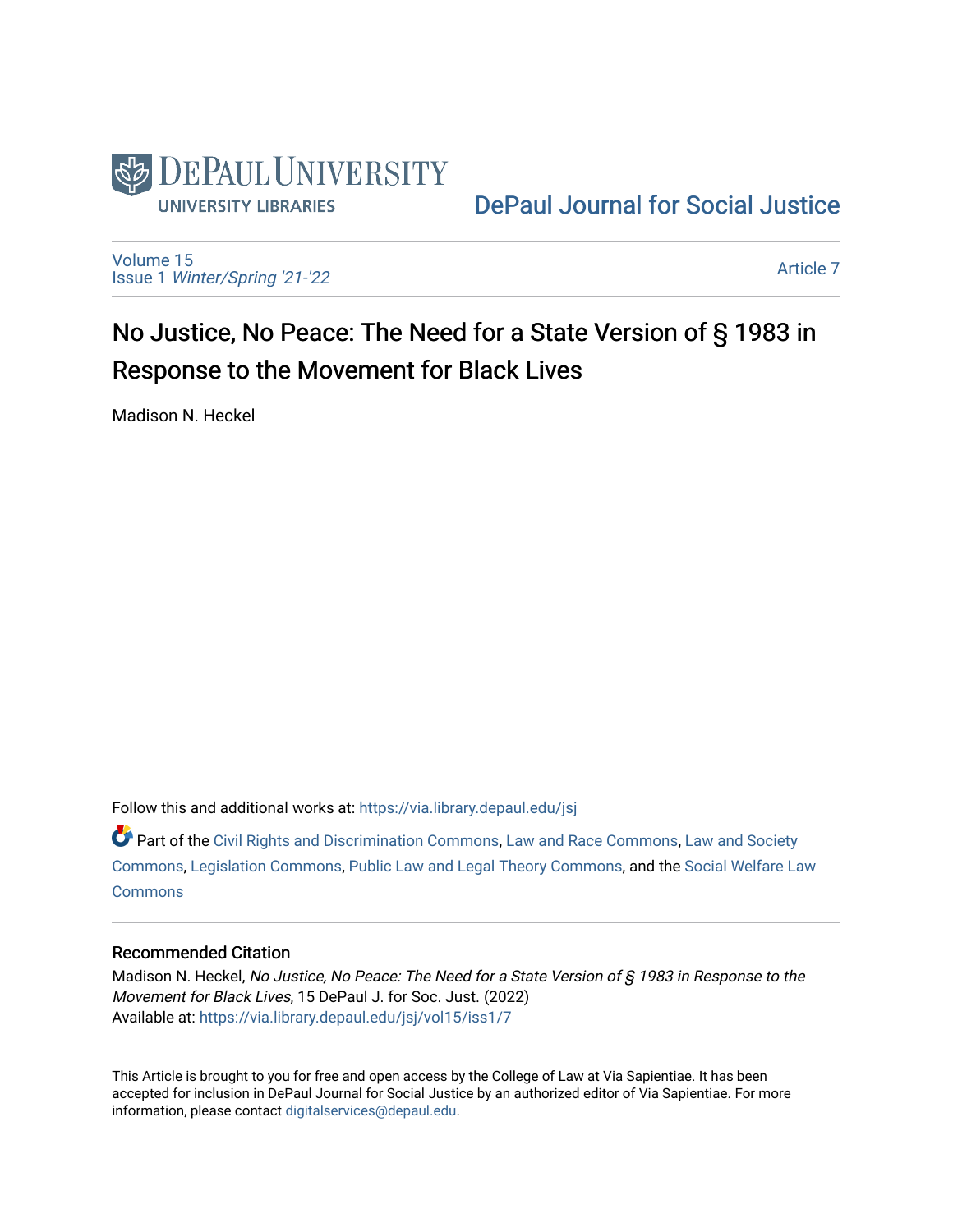DePaul University Libraries

DePaul Journal for Social Justice

Volume 15
Issue 1 *Winter/Spring '21-'22*

Article 7

# No Justice, No Peace: The Need for a State Version of § 1983 in Response to the Movement for Black Lives

Madison N. Heckel

Follow this and additional works at: https://via.library.depaul.edu/jsj

Part of the Civil Rights and Discrimination Commons, Law and Race Commons, Law and Society Commons, Legislation Commons, Public Law and Legal Theory Commons, and the Social Welfare Law Commons

## Recommended Citation

Madison N. Heckel, *No Justice, No Peace: The Need for a State Version of § 1983 in Response to the Movement for Black Lives*, 15 DePaul J. for Soc. Just. (2022)
Available at: https://via.library.depaul.edu/jsj/vol15/iss1/7

This Article is brought to you for free and open access by the College of Law at Via Sapientiae. It has been accepted for inclusion in DePaul Journal for Social Justice by an authorized editor of Via Sapientiae. For more information, please contact digitalservices@depaul.edu.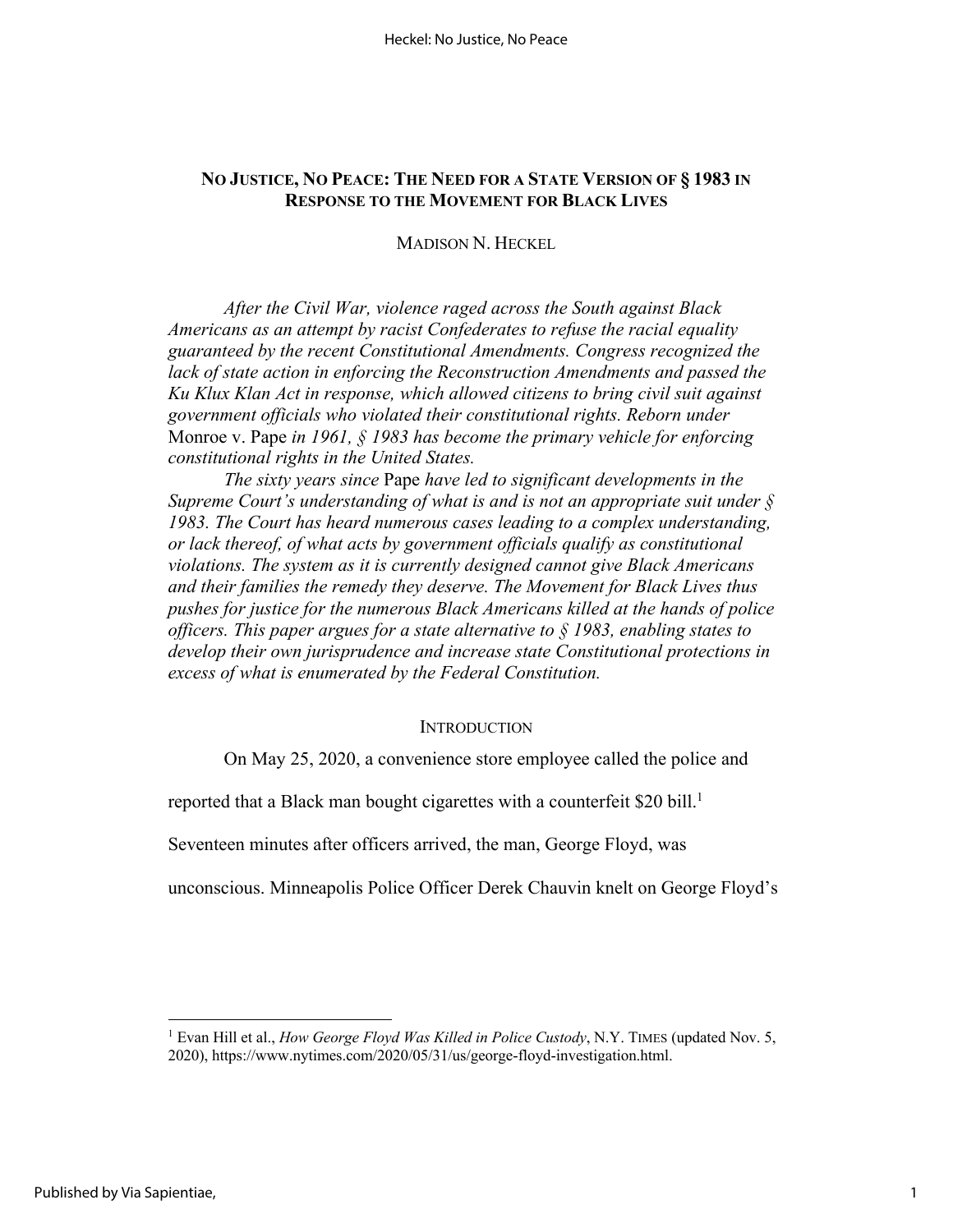## No Justice, No Peace: The Need for a State Version of § 1983 in Response to the Movement for Black Lives

Madison N. Heckel

*After the Civil War, violence raged across the South against Black Americans as an attempt by racist Confederates to refuse the racial equality guaranteed by the recent Constitutional Amendments. Congress recognized the lack of state action in enforcing the Reconstruction Amendments and passed the Ku Klux Klan Act in response, which allowed citizens to bring civil suit against government officials who violated their constitutional rights. Reborn under* Monroe v. Pape *in 1961, § 1983 has become the primary vehicle for enforcing constitutional rights in the United States.*

*The sixty years since* Pape *have led to significant developments in the Supreme Court's understanding of what is and is not an appropriate suit under § 1983. The Court has heard numerous cases leading to a complex understanding, or lack thereof, of what acts by government officials qualify as constitutional violations. The system as it is currently designed cannot give Black Americans and their families the remedy they deserve. The Movement for Black Lives thus pushes for justice for the numerous Black Americans killed at the hands of police officers. This paper argues for a state alternative to § 1983, enabling states to develop their own jurisprudence and increase state Constitutional protections in excess of what is enumerated by the Federal Constitution.*

### Introduction

On May 25, 2020, a convenience store employee called the police and reported that a Black man bought cigarettes with a counterfeit $20 bill.[1] Seventeen minutes after officers arrived, the man, George Floyd, was unconscious. Minneapolis Police Officer Derek Chauvin knelt on George Floyd's

[1] Evan Hill et al., *How George Floyd Was Killed in Police Custody*, N.Y. Times (updated Nov. 5, 2020), https://www.nytimes.com/2020/05/31/us/george-floyd-investigation.html.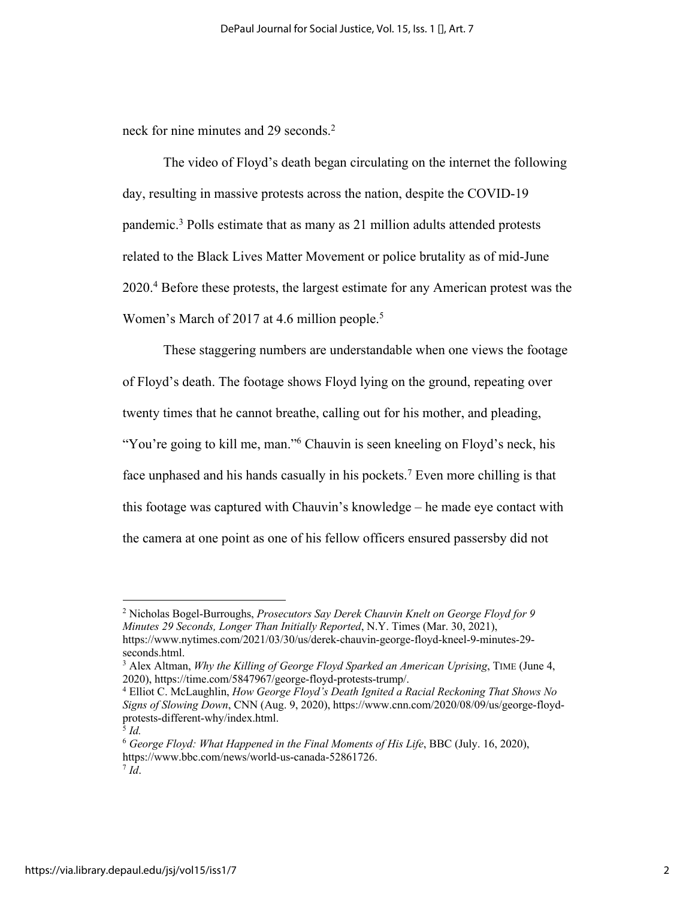neck for nine minutes and 29 seconds.[2]

The video of Floyd's death began circulating on the internet the following day, resulting in massive protests across the nation, despite the COVID-19 pandemic.[3] Polls estimate that as many as 21 million adults attended protests related to the Black Lives Matter Movement or police brutality as of mid-June 2020.[4] Before these protests, the largest estimate for any American protest was the Women's March of 2017 at 4.6 million people.[5]

These staggering numbers are understandable when one views the footage of Floyd's death. The footage shows Floyd lying on the ground, repeating over twenty times that he cannot breathe, calling out for his mother, and pleading, "You're going to kill me, man."[6] Chauvin is seen kneeling on Floyd's neck, his face unphased and his hands casually in his pockets.[7] Even more chilling is that this footage was captured with Chauvin's knowledge – he made eye contact with the camera at one point as one of his fellow officers ensured passersby did not

---

[2] Nicholas Bogel-Burroughs, *Prosecutors Say Derek Chauvin Knelt on George Floyd for 9 Minutes 29 Seconds, Longer Than Initially Reported*, N.Y. Times (Mar. 30, 2021), https://www.nytimes.com/2021/03/30/us/derek-chauvin-george-floyd-kneel-9-minutes-29-seconds.html.

[3] Alex Altman, *Why the Killing of George Floyd Sparked an American Uprising*, TIME (June 4, 2020), https://time.com/5847967/george-floyd-protests-trump/.

[4] Elliot C. McLaughlin, *How George Floyd's Death Ignited a Racial Reckoning That Shows No Signs of Slowing Down*, CNN (Aug. 9, 2020), https://www.cnn.com/2020/08/09/us/george-floyd-protests-different-why/index.html.

[5] *Id.*

[6] *George Floyd: What Happened in the Final Moments of His Life*, BBC (July. 16, 2020), https://www.bbc.com/news/world-us-canada-52861726.

[7] *Id*.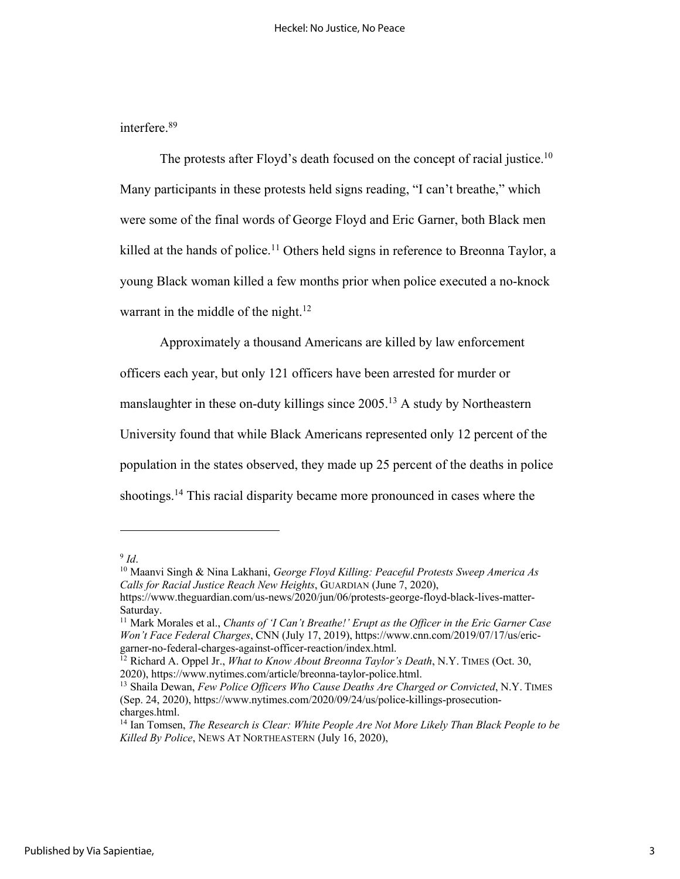interfere.[8,9]

The protests after Floyd's death focused on the concept of racial justice.[10] Many participants in these protests held signs reading, "I can't breathe," which were some of the final words of George Floyd and Eric Garner, both Black men killed at the hands of police.[11] Others held signs in reference to Breonna Taylor, a young Black woman killed a few months prior when police executed a no-knock warrant in the middle of the night.[12]

Approximately a thousand Americans are killed by law enforcement officers each year, but only 121 officers have been arrested for murder or manslaughter in these on-duty killings since 2005.[13] A study by Northeastern University found that while Black Americans represented only 12 percent of the population in the states observed, they made up 25 percent of the deaths in police shootings.[14] This racial disparity became more pronounced in cases where the

---

[9] *Id*.

[10] Maanvi Singh & Nina Lakhani, *George Floyd Killing: Peaceful Protests Sweep America As Calls for Racial Justice Reach New Heights*, GUARDIAN (June 7, 2020), https://www.theguardian.com/us-news/2020/jun/06/protests-george-floyd-black-lives-matter-Saturday.

[11] Mark Morales et al., *Chants of 'I Can't Breathe!' Erupt as the Officer in the Eric Garner Case Won't Face Federal Charges*, CNN (July 17, 2019), https://www.cnn.com/2019/07/17/us/eric-garner-no-federal-charges-against-officer-reaction/index.html.

[12] Richard A. Oppel Jr., *What to Know About Breonna Taylor's Death*, N.Y. TIMES (Oct. 30, 2020), https://www.nytimes.com/article/breonna-taylor-police.html.

[13] Shaila Dewan, *Few Police Officers Who Cause Deaths Are Charged or Convicted*, N.Y. TIMES (Sep. 24, 2020), https://www.nytimes.com/2020/09/24/us/police-killings-prosecution-charges.html.

[14] Ian Tomsen, *The Research is Clear: White People Are Not More Likely Than Black People to be Killed By Police*, NEWS AT NORTHEASTERN (July 16, 2020),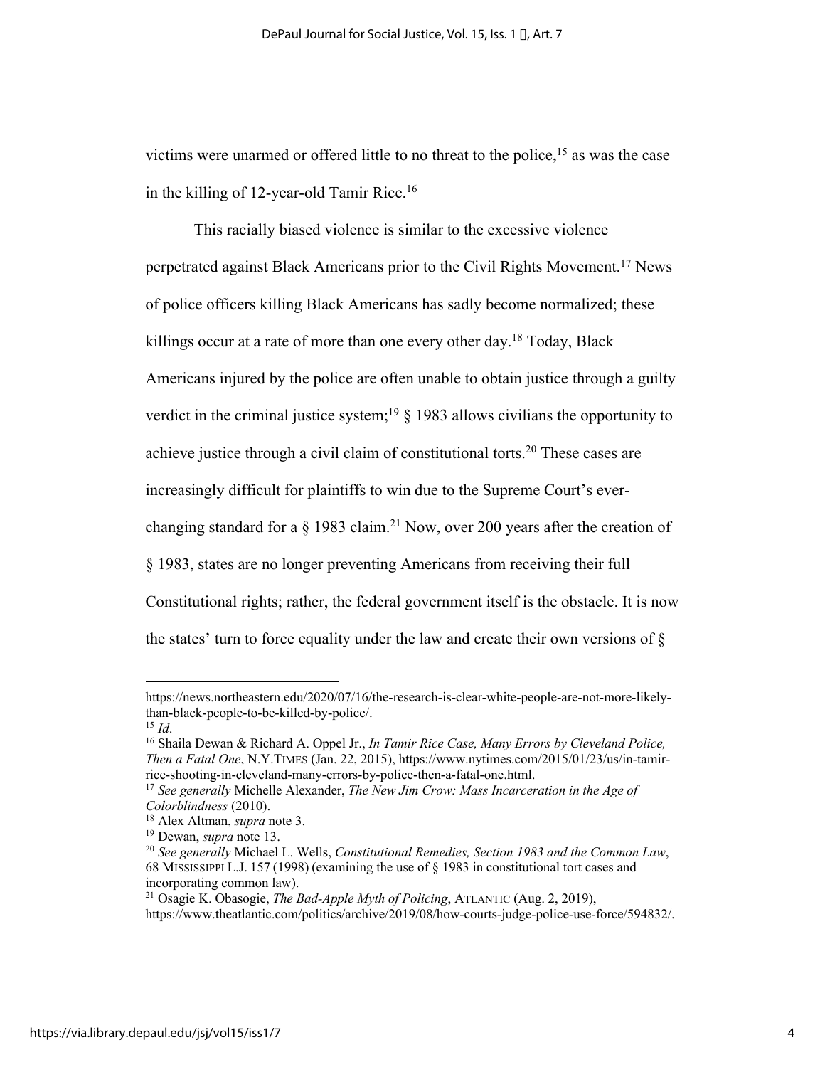victims were unarmed or offered little to no threat to the police,[15] as was the case in the killing of 12-year-old Tamir Rice.[16]

This racially biased violence is similar to the excessive violence perpetrated against Black Americans prior to the Civil Rights Movement.[17] News of police officers killing Black Americans has sadly become normalized; these killings occur at a rate of more than one every other day.[18] Today, Black Americans injured by the police are often unable to obtain justice through a guilty verdict in the criminal justice system;[19] § 1983 allows civilians the opportunity to achieve justice through a civil claim of constitutional torts.[20] These cases are increasingly difficult for plaintiffs to win due to the Supreme Court's ever-changing standard for a § 1983 claim.[21] Now, over 200 years after the creation of § 1983, states are no longer preventing Americans from receiving their full Constitutional rights; rather, the federal government itself is the obstacle. It is now the states' turn to force equality under the law and create their own versions of §

---

https://news.northeastern.edu/2020/07/16/the-research-is-clear-white-people-are-not-more-likely-than-black-people-to-be-killed-by-police/.

[15] *Id*.

[16] Shaila Dewan & Richard A. Oppel Jr., *In Tamir Rice Case, Many Errors by Cleveland Police, Then a Fatal One*, N.Y.TIMES (Jan. 22, 2015), https://www.nytimes.com/2015/01/23/us/in-tamir-rice-shooting-in-cleveland-many-errors-by-police-then-a-fatal-one.html.

[17] *See generally* Michelle Alexander, *The New Jim Crow: Mass Incarceration in the Age of Colorblindness* (2010).

[18] Alex Altman, *supra* note 3.

[19] Dewan, *supra* note 13.

[20] *See generally* Michael L. Wells, *Constitutional Remedies, Section 1983 and the Common Law*, 68 MISSISSIPPI L.J. 157 (1998) (examining the use of § 1983 in constitutional tort cases and incorporating common law).

[21] Osagie K. Obasogie, *The Bad-Apple Myth of Policing*, ATLANTIC (Aug. 2, 2019), https://www.theatlantic.com/politics/archive/2019/08/how-courts-judge-police-use-force/594832/.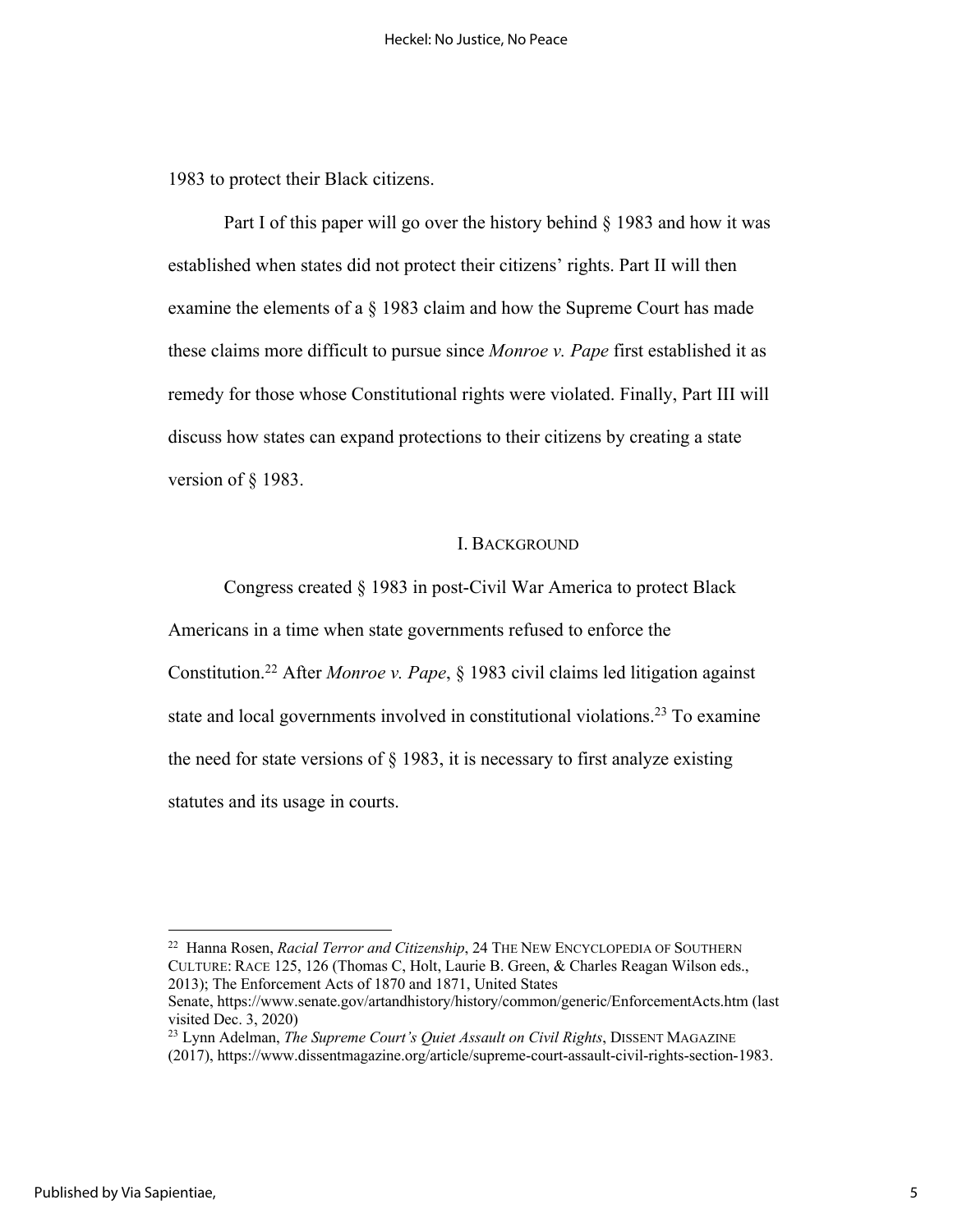1983 to protect their Black citizens.

Part I of this paper will go over the history behind § 1983 and how it was established when states did not protect their citizens' rights. Part II will then examine the elements of a § 1983 claim and how the Supreme Court has made these claims more difficult to pursue since *Monroe v. Pape* first established it as remedy for those whose Constitutional rights were violated. Finally, Part III will discuss how states can expand protections to their citizens by creating a state version of § 1983.

## I. BACKGROUND

Congress created § 1983 in post-Civil War America to protect Black Americans in a time when state governments refused to enforce the Constitution.[22] After *Monroe v. Pape*, § 1983 civil claims led litigation against state and local governments involved in constitutional violations.[23] To examine the need for state versions of § 1983, it is necessary to first analyze existing statutes and its usage in courts.

---

[22] Hanna Rosen, *Racial Terror and Citizenship*, 24 THE NEW ENCYCLOPEDIA OF SOUTHERN CULTURE: RACE 125, 126 (Thomas C, Holt, Laurie B. Green, & Charles Reagan Wilson eds., 2013); The Enforcement Acts of 1870 and 1871, United States Senate, https://www.senate.gov/artandhistory/history/common/generic/EnforcementActs.htm (last visited Dec. 3, 2020)

[23] Lynn Adelman, *The Supreme Court's Quiet Assault on Civil Rights*, DISSENT MAGAZINE (2017), https://www.dissentmagazine.org/article/supreme-court-assault-civil-rights-section-1983.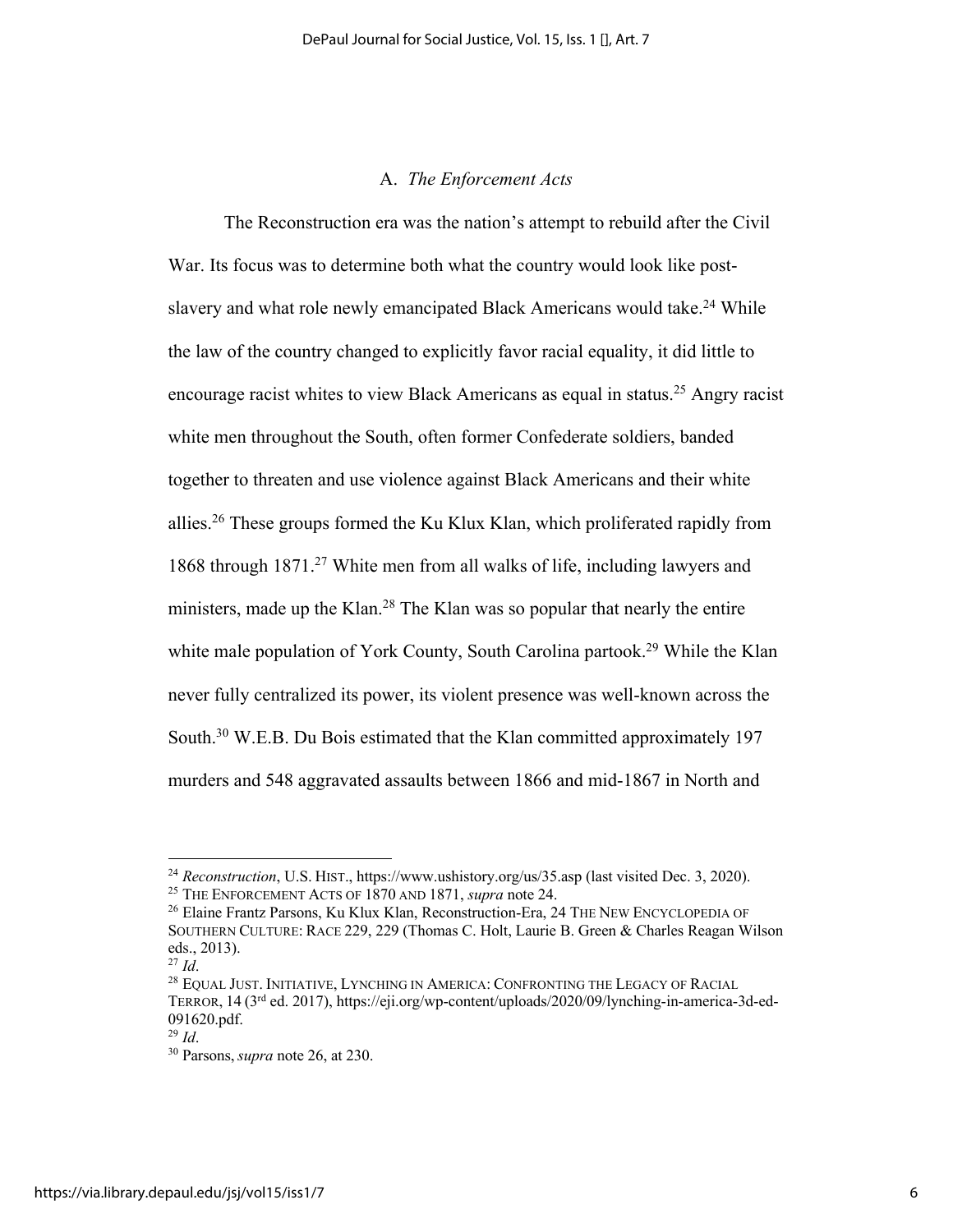### A. *The Enforcement Acts*

The Reconstruction era was the nation's attempt to rebuild after the Civil War. Its focus was to determine both what the country would look like post-slavery and what role newly emancipated Black Americans would take.[24] While the law of the country changed to explicitly favor racial equality, it did little to encourage racist whites to view Black Americans as equal in status.[25] Angry racist white men throughout the South, often former Confederate soldiers, banded together to threaten and use violence against Black Americans and their white allies.[26] These groups formed the Ku Klux Klan, which proliferated rapidly from 1868 through 1871.[27] White men from all walks of life, including lawyers and ministers, made up the Klan.[28] The Klan was so popular that nearly the entire white male population of York County, South Carolina partook.[29] While the Klan never fully centralized its power, its violent presence was well-known across the South.[30] W.E.B. Du Bois estimated that the Klan committed approximately 197 murders and 548 aggravated assaults between 1866 and mid-1867 in North and

---

[24] *Reconstruction*, U.S. HIST., https://www.ushistory.org/us/35.asp (last visited Dec. 3, 2020).

[25] THE ENFORCEMENT ACTS OF 1870 AND 1871, *supra* note 24.

[26] Elaine Frantz Parsons, Ku Klux Klan, Reconstruction-Era, 24 THE NEW ENCYCLOPEDIA OF SOUTHERN CULTURE: RACE 229, 229 (Thomas C. Holt, Laurie B. Green & Charles Reagan Wilson eds., 2013).

[27] *Id*.

[28] EQUAL JUST. INITIATIVE, LYNCHING IN AMERICA: CONFRONTING THE LEGACY OF RACIAL TERROR, 14 (3rd ed. 2017), https://eji.org/wp-content/uploads/2020/09/lynching-in-america-3d-ed-091620.pdf.

[29] *Id*.

[30] Parsons, *supra* note 26, at 230.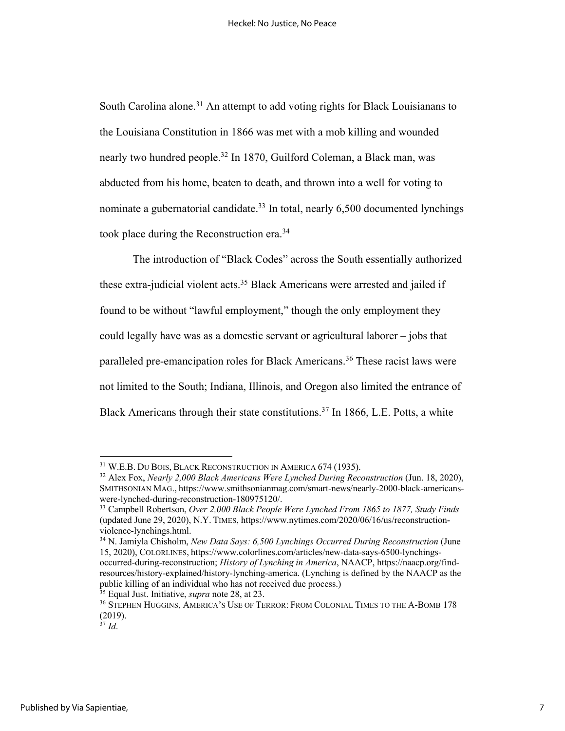South Carolina alone.[31] An attempt to add voting rights for Black Louisianans to the Louisiana Constitution in 1866 was met with a mob killing and wounded nearly two hundred people.[32] In 1870, Guilford Coleman, a Black man, was abducted from his home, beaten to death, and thrown into a well for voting to nominate a gubernatorial candidate.[33] In total, nearly 6,500 documented lynchings took place during the Reconstruction era.[34]

The introduction of "Black Codes" across the South essentially authorized these extra-judicial violent acts.[35] Black Americans were arrested and jailed if found to be without "lawful employment," though the only employment they could legally have was as a domestic servant or agricultural laborer – jobs that paralleled pre-emancipation roles for Black Americans.[36] These racist laws were not limited to the South; Indiana, Illinois, and Oregon also limited the entrance of Black Americans through their state constitutions.[37] In 1866, L.E. Potts, a white

---

[31] W.E.B. DU BOIS, BLACK RECONSTRUCTION IN AMERICA 674 (1935).

[32] Alex Fox, *Nearly 2,000 Black Americans Were Lynched During Reconstruction* (Jun. 18, 2020), SMITHSONIAN MAG., https://www.smithsonianmag.com/smart-news/nearly-2000-black-americans-were-lynched-during-reconstruction-180975120/.

[33] Campbell Robertson, *Over 2,000 Black People Were Lynched From 1865 to 1877, Study Finds* (updated June 29, 2020), N.Y. TIMES, https://www.nytimes.com/2020/06/16/us/reconstruction-violence-lynchings.html.

[34] N. Jamiyla Chisholm, *New Data Says: 6,500 Lynchings Occurred During Reconstruction* (June 15, 2020), COLORLINES, https://www.colorlines.com/articles/new-data-says-6500-lynchings-occurred-during-reconstruction; *History of Lynching in America*, NAACP, https://naacp.org/find-resources/history-explained/history-lynching-america. (Lynching is defined by the NAACP as the public killing of an individual who has not received due process.)

[35] Equal Just. Initiative, *supra* note 28, at 23.

[36] STEPHEN HUGGINS, AMERICA'S USE OF TERROR: FROM COLONIAL TIMES TO THE A-BOMB 178 (2019).

[37] *Id*.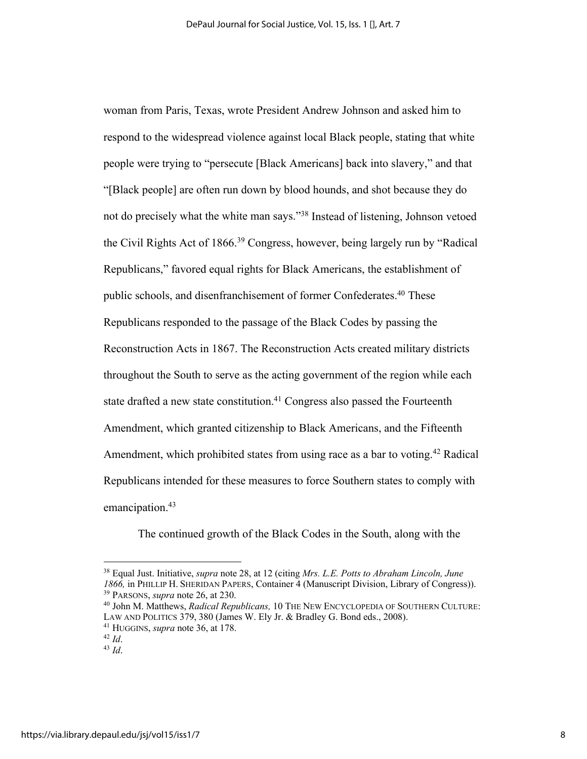woman from Paris, Texas, wrote President Andrew Johnson and asked him to respond to the widespread violence against local Black people, stating that white people were trying to "persecute [Black Americans] back into slavery," and that "[Black people] are often run down by blood hounds, and shot because they do not do precisely what the white man says."[38] Instead of listening, Johnson vetoed the Civil Rights Act of 1866.[39] Congress, however, being largely run by "Radical Republicans," favored equal rights for Black Americans, the establishment of public schools, and disenfranchisement of former Confederates.[40] These Republicans responded to the passage of the Black Codes by passing the Reconstruction Acts in 1867. The Reconstruction Acts created military districts throughout the South to serve as the acting government of the region while each state drafted a new state constitution.[41] Congress also passed the Fourteenth Amendment, which granted citizenship to Black Americans, and the Fifteenth Amendment, which prohibited states from using race as a bar to voting.[42] Radical Republicans intended for these measures to force Southern states to comply with emancipation.[43]

The continued growth of the Black Codes in the South, along with the

---

[38] Equal Just. Initiative, *supra* note 28, at 12 (citing *Mrs. L.E. Potts to Abraham Lincoln, June 1866,* in PHILLIP H. SHERIDAN PAPERS, Container 4 (Manuscript Division, Library of Congress)).

[39] PARSONS, *supra* note 26, at 230.

[40] John M. Matthews, *Radical Republicans,* 10 THE NEW ENCYCLOPEDIA OF SOUTHERN CULTURE: LAW AND POLITICS 379, 380 (James W. Ely Jr. & Bradley G. Bond eds., 2008).

[41] HUGGINS, *supra* note 36, at 178.

[42] *Id*.

[43] *Id*.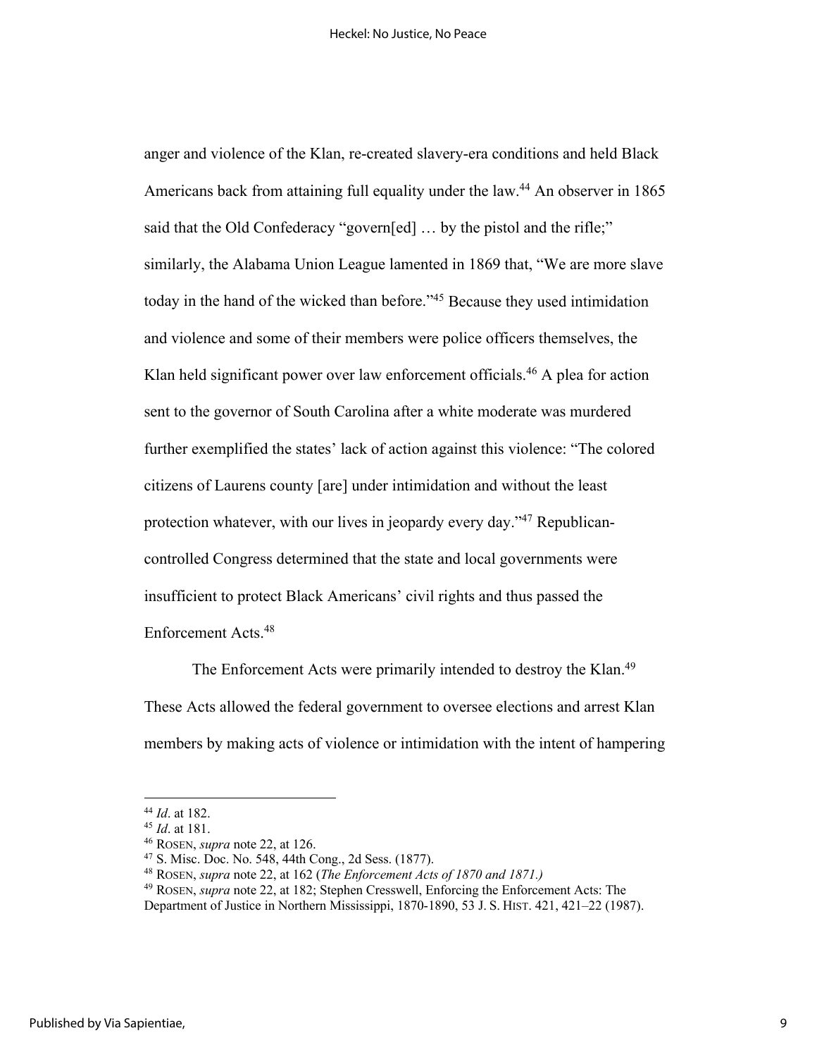anger and violence of the Klan, re-created slavery-era conditions and held Black Americans back from attaining full equality under the law.[44] An observer in 1865 said that the Old Confederacy "govern[ed] … by the pistol and the rifle;" similarly, the Alabama Union League lamented in 1869 that, "We are more slave today in the hand of the wicked than before."[45] Because they used intimidation and violence and some of their members were police officers themselves, the Klan held significant power over law enforcement officials.[46] A plea for action sent to the governor of South Carolina after a white moderate was murdered further exemplified the states' lack of action against this violence: "The colored citizens of Laurens county [are] under intimidation and without the least protection whatever, with our lives in jeopardy every day."[47] Republican-controlled Congress determined that the state and local governments were insufficient to protect Black Americans' civil rights and thus passed the Enforcement Acts.[48]

The Enforcement Acts were primarily intended to destroy the Klan.[49] These Acts allowed the federal government to oversee elections and arrest Klan members by making acts of violence or intimidation with the intent of hampering

---

[44] *Id*. at 182.

[45] *Id*. at 181.

[46] ROSEN, *supra* note 22, at 126.

[47] S. Misc. Doc. No. 548, 44th Cong., 2d Sess. (1877).

[48] ROSEN, *supra* note 22, at 162 (*The Enforcement Acts of 1870 and 1871.)*

[49] ROSEN, *supra* note 22, at 182; Stephen Cresswell, Enforcing the Enforcement Acts: The Department of Justice in Northern Mississippi, 1870-1890, 53 J. S. HIST. 421, 421–22 (1987).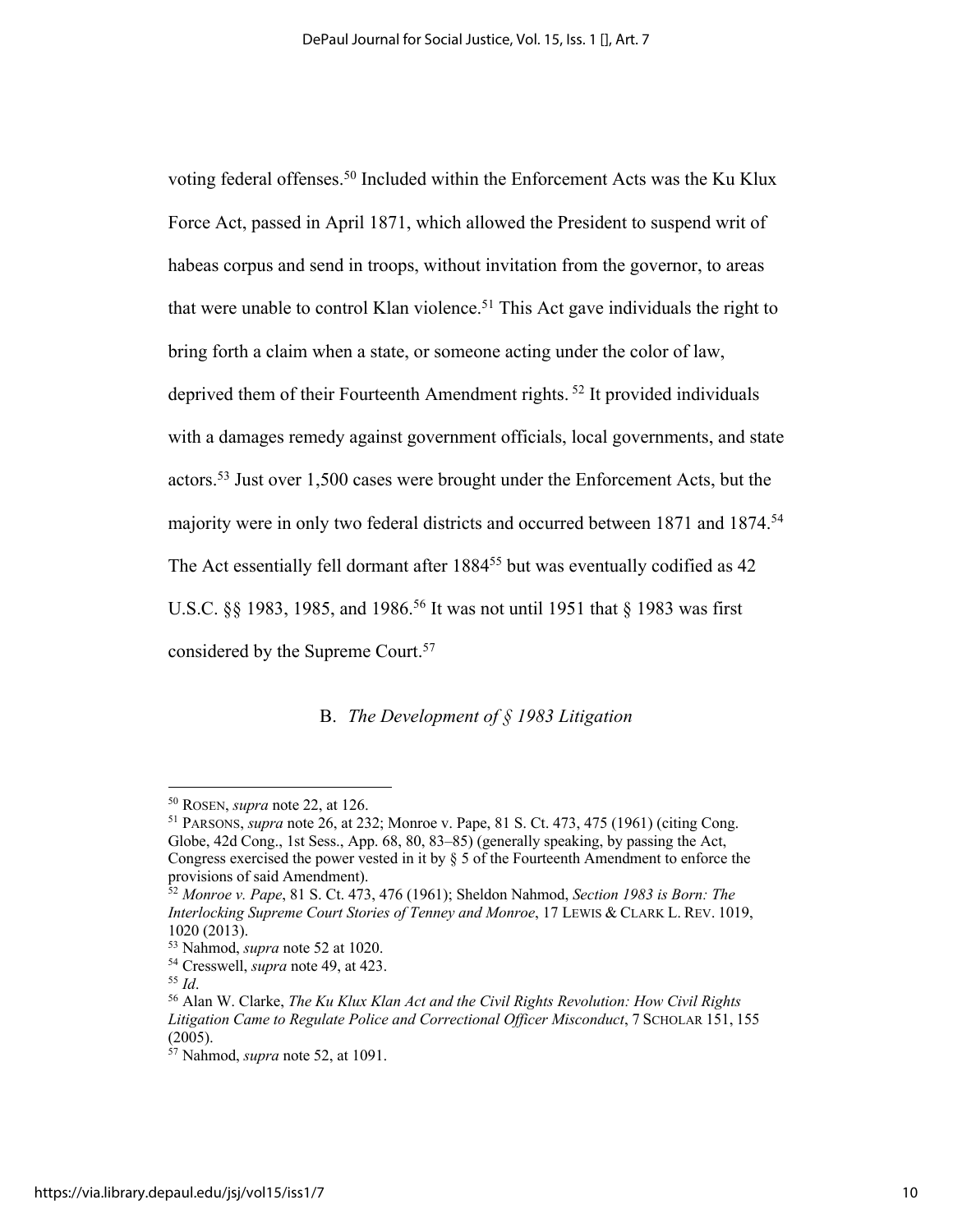voting federal offenses.[50] Included within the Enforcement Acts was the Ku Klux Force Act, passed in April 1871, which allowed the President to suspend writ of habeas corpus and send in troops, without invitation from the governor, to areas that were unable to control Klan violence.[51] This Act gave individuals the right to bring forth a claim when a state, or someone acting under the color of law, deprived them of their Fourteenth Amendment rights.[52] It provided individuals with a damages remedy against government officials, local governments, and state actors.[53] Just over 1,500 cases were brought under the Enforcement Acts, but the majority were in only two federal districts and occurred between 1871 and 1874.[54] The Act essentially fell dormant after 1884[55] but was eventually codified as 42 U.S.C. §§ 1983, 1985, and 1986.[56] It was not until 1951 that § 1983 was first considered by the Supreme Court.[57]

### B. *The Development of § 1983 Litigation*

---

[50] ROSEN, *supra* note 22, at 126.

[51] PARSONS, *supra* note 26, at 232; Monroe v. Pape, 81 S. Ct. 473, 475 (1961) (citing Cong. Globe, 42d Cong., 1st Sess., App. 68, 80, 83–85) (generally speaking, by passing the Act, Congress exercised the power vested in it by § 5 of the Fourteenth Amendment to enforce the provisions of said Amendment).

[52] *Monroe v. Pape*, 81 S. Ct. 473, 476 (1961); Sheldon Nahmod, *Section 1983 is Born: The Interlocking Supreme Court Stories of Tenney and Monroe*, 17 LEWIS & CLARK L. REV. 1019, 1020 (2013).

[53] Nahmod, *supra* note 52 at 1020.

[54] Cresswell, *supra* note 49, at 423.

[55] *Id*.

[56] Alan W. Clarke, *The Ku Klux Klan Act and the Civil Rights Revolution: How Civil Rights Litigation Came to Regulate Police and Correctional Officer Misconduct*, 7 SCHOLAR 151, 155 (2005).

[57] Nahmod, *supra* note 52, at 1091.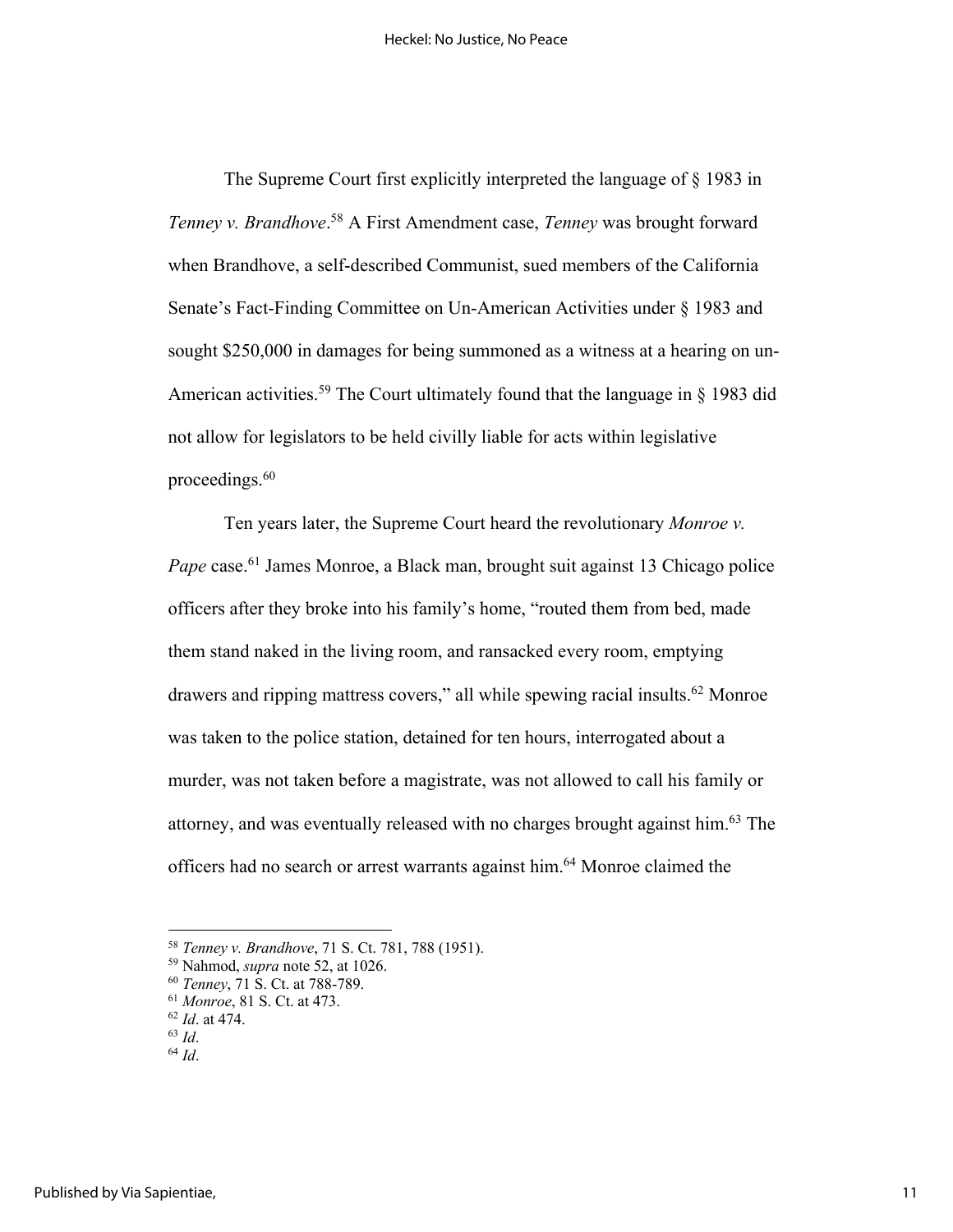The Supreme Court first explicitly interpreted the language of § 1983 in *Tenney v. Brandhove*.[58] A First Amendment case, *Tenney* was brought forward when Brandhove, a self-described Communist, sued members of the California Senate's Fact-Finding Committee on Un-American Activities under § 1983 and sought $250,000 in damages for being summoned as a witness at a hearing on un-American activities.[59] The Court ultimately found that the language in § 1983 did not allow for legislators to be held civilly liable for acts within legislative proceedings.[60]

Ten years later, the Supreme Court heard the revolutionary *Monroe v. Pape* case.[61] James Monroe, a Black man, brought suit against 13 Chicago police officers after they broke into his family's home, "routed them from bed, made them stand naked in the living room, and ransacked every room, emptying drawers and ripping mattress covers," all while spewing racial insults.[62] Monroe was taken to the police station, detained for ten hours, interrogated about a murder, was not taken before a magistrate, was not allowed to call his family or attorney, and was eventually released with no charges brought against him.[63] The officers had no search or arrest warrants against him.[64] Monroe claimed the

---

[58] *Tenney v. Brandhove*, 71 S. Ct. 781, 788 (1951).
[59] Nahmod, *supra* note 52, at 1026.
[60] *Tenney*, 71 S. Ct. at 788-789.
[61] *Monroe*, 81 S. Ct. at 473.
[62] *Id*. at 474.
[63] *Id*.
[64] *Id*.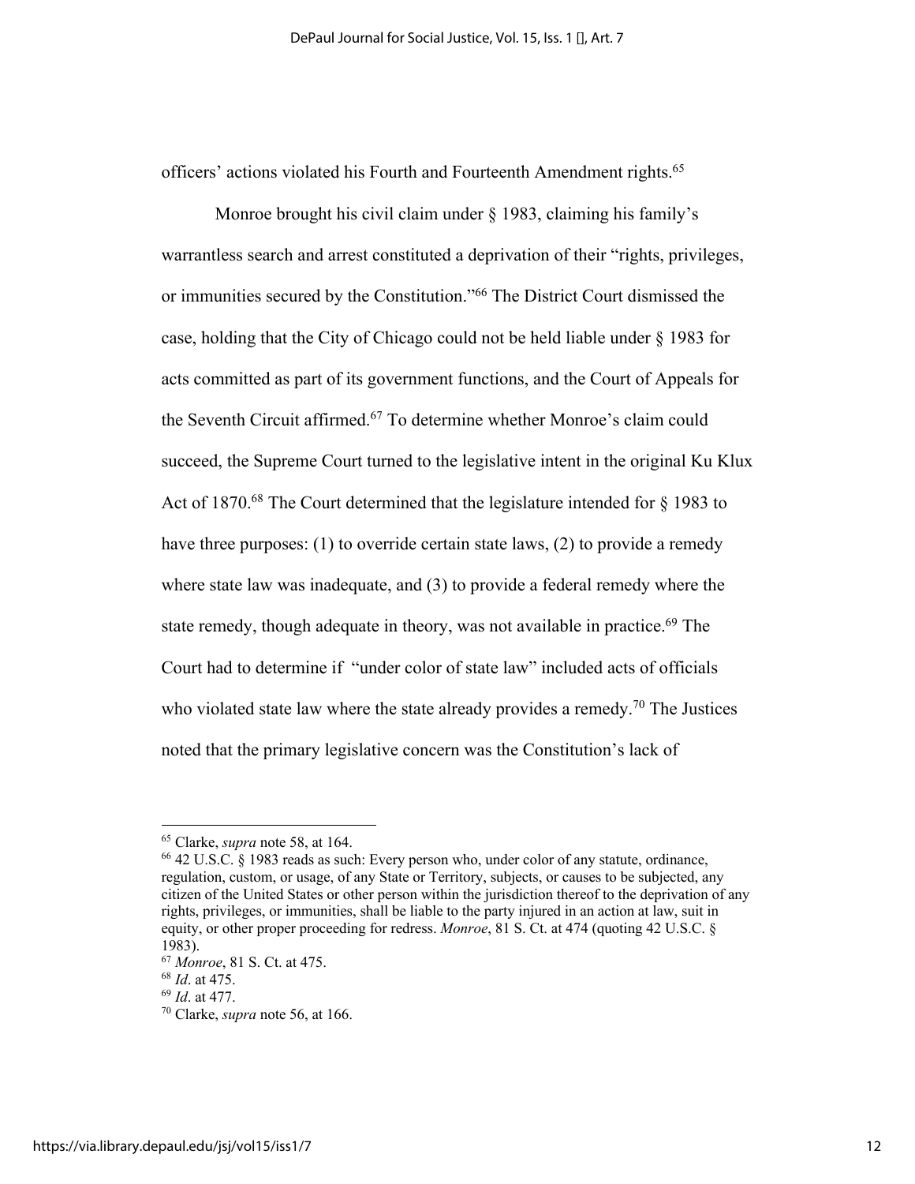officers' actions violated his Fourth and Fourteenth Amendment rights.[65]

Monroe brought his civil claim under § 1983, claiming his family's warrantless search and arrest constituted a deprivation of their "rights, privileges, or immunities secured by the Constitution."[66] The District Court dismissed the case, holding that the City of Chicago could not be held liable under § 1983 for acts committed as part of its government functions, and the Court of Appeals for the Seventh Circuit affirmed.[67] To determine whether Monroe's claim could succeed, the Supreme Court turned to the legislative intent in the original Ku Klux Act of 1870.[68] The Court determined that the legislature intended for § 1983 to have three purposes: (1) to override certain state laws, (2) to provide a remedy where state law was inadequate, and (3) to provide a federal remedy where the state remedy, though adequate in theory, was not available in practice.[69] The Court had to determine if "under color of state law" included acts of officials who violated state law where the state already provides a remedy.[70] The Justices noted that the primary legislative concern was the Constitution's lack of

---

[65] Clarke, *supra* note 58, at 164.

[66] 42 U.S.C. § 1983 reads as such: Every person who, under color of any statute, ordinance, regulation, custom, or usage, of any State or Territory, subjects, or causes to be subjected, any citizen of the United States or other person within the jurisdiction thereof to the deprivation of any rights, privileges, or immunities, shall be liable to the party injured in an action at law, suit in equity, or other proper proceeding for redress. *Monroe*, 81 S. Ct. at 474 (quoting 42 U.S.C. § 1983).

[67] *Monroe*, 81 S. Ct. at 475.

[68] *Id*. at 475.

[69] *Id*. at 477.

[70] Clarke, *supra* note 56, at 166.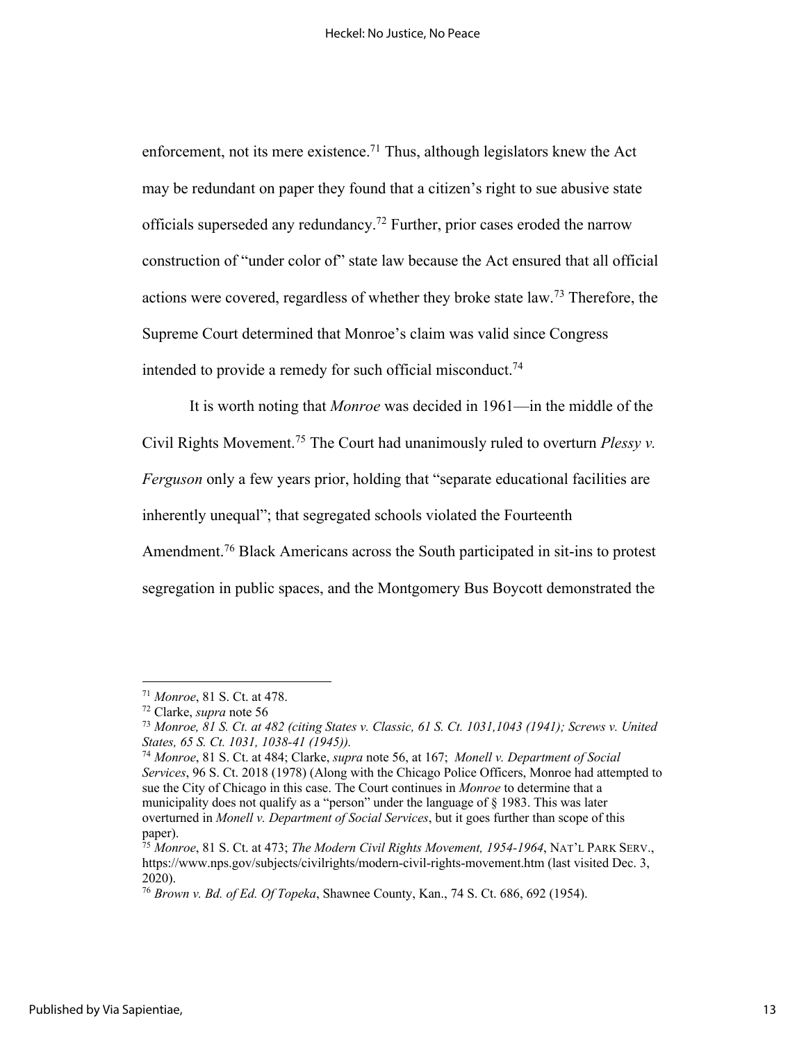enforcement, not its mere existence.[71] Thus, although legislators knew the Act may be redundant on paper they found that a citizen's right to sue abusive state officials superseded any redundancy.[72] Further, prior cases eroded the narrow construction of "under color of" state law because the Act ensured that all official actions were covered, regardless of whether they broke state law.[73] Therefore, the Supreme Court determined that Monroe's claim was valid since Congress intended to provide a remedy for such official misconduct.[74]

It is worth noting that *Monroe* was decided in 1961—in the middle of the Civil Rights Movement.[75] The Court had unanimously ruled to overturn *Plessy v. Ferguson* only a few years prior, holding that "separate educational facilities are inherently unequal"; that segregated schools violated the Fourteenth Amendment.[76] Black Americans across the South participated in sit-ins to protest segregation in public spaces, and the Montgomery Bus Boycott demonstrated the

---

[71] *Monroe*, 81 S. Ct. at 478.

[72] Clarke, *supra* note 56

[73] *Monroe, 81 S. Ct. at 482 (citing States v. Classic, 61 S. Ct. 1031,1043 (1941); Screws v. United States, 65 S. Ct. 1031, 1038-41 (1945)).*

[74] *Monroe*, 81 S. Ct. at 484; Clarke, *supra* note 56, at 167; *Monell v. Department of Social Services*, 96 S. Ct. 2018 (1978) (Along with the Chicago Police Officers, Monroe had attempted to sue the City of Chicago in this case. The Court continues in *Monroe* to determine that a municipality does not qualify as a "person" under the language of § 1983. This was later overturned in *Monell v. Department of Social Services*, but it goes further than scope of this paper).

[75] *Monroe*, 81 S. Ct. at 473; *The Modern Civil Rights Movement, 1954-1964*, NAT'L PARK SERV., https://www.nps.gov/subjects/civilrights/modern-civil-rights-movement.htm (last visited Dec. 3, 2020).

[76] *Brown v. Bd. of Ed. Of Topeka*, Shawnee County, Kan., 74 S. Ct. 686, 692 (1954).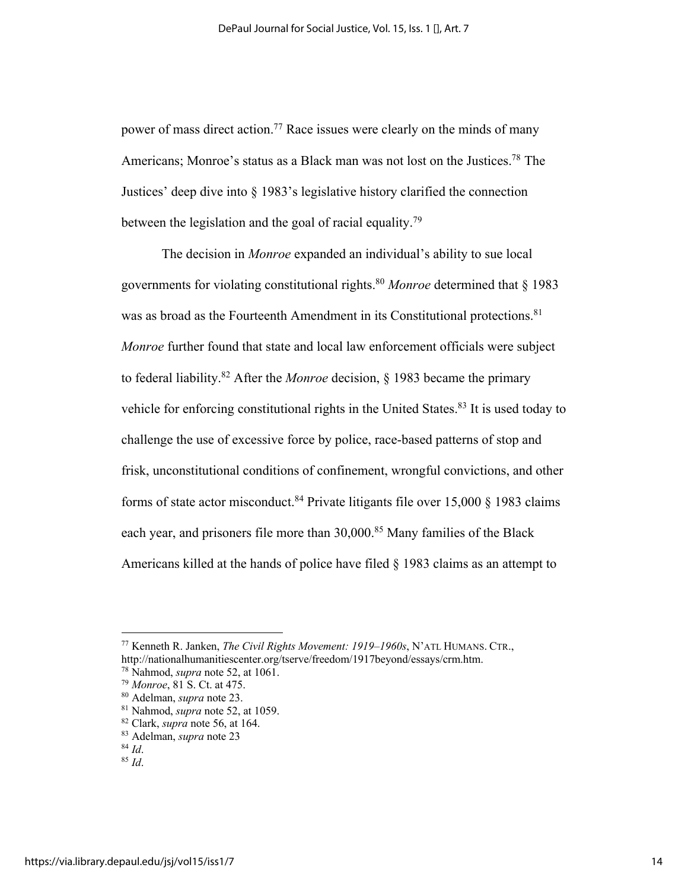power of mass direct action.[77] Race issues were clearly on the minds of many Americans; Monroe's status as a Black man was not lost on the Justices.[78] The Justices' deep dive into § 1983's legislative history clarified the connection between the legislation and the goal of racial equality.[79]

The decision in *Monroe* expanded an individual's ability to sue local governments for violating constitutional rights.[80] *Monroe* determined that § 1983 was as broad as the Fourteenth Amendment in its Constitutional protections.[81] *Monroe* further found that state and local law enforcement officials were subject to federal liability.[82] After the *Monroe* decision, § 1983 became the primary vehicle for enforcing constitutional rights in the United States.[83] It is used today to challenge the use of excessive force by police, race-based patterns of stop and frisk, unconstitutional conditions of confinement, wrongful convictions, and other forms of state actor misconduct.[84] Private litigants file over 15,000 § 1983 claims each year, and prisoners file more than 30,000.[85] Many families of the Black Americans killed at the hands of police have filed § 1983 claims as an attempt to

---

[77] Kenneth R. Janken, *The Civil Rights Movement: 1919–1960s*, N'ATL HUMANS. CTR., http://nationalhumanitiescenter.org/tserve/freedom/1917beyond/essays/crm.htm.

[78] Nahmod, *supra* note 52, at 1061.

[79] *Monroe*, 81 S. Ct. at 475.

[80] Adelman, *supra* note 23.

[81] Nahmod, *supra* note 52, at 1059.

[82] Clark, *supra* note 56, at 164.

[83] Adelman, *supra* note 23

[84] *Id*.

[85] *Id*.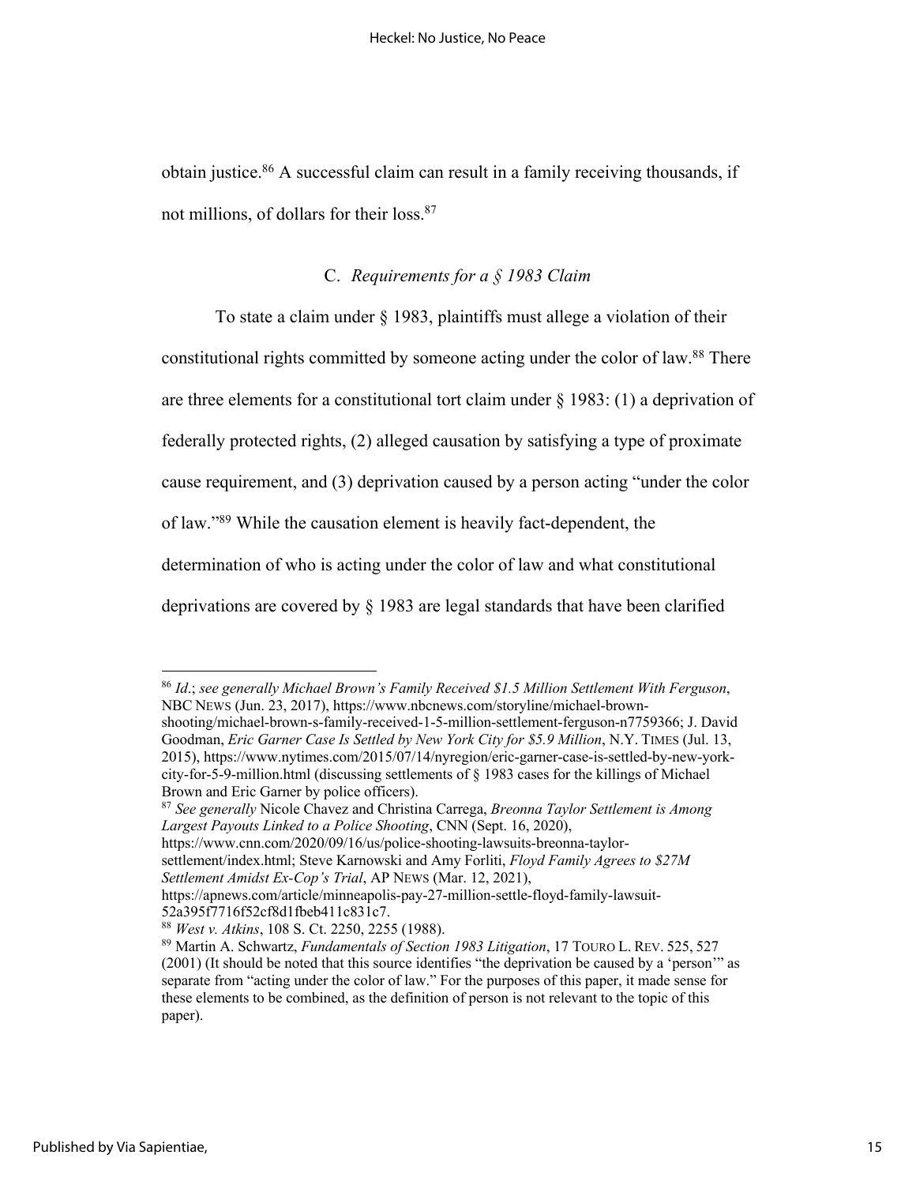obtain justice.[86] A successful claim can result in a family receiving thousands, if not millions, of dollars for their loss.[87]

### C. *Requirements for a § 1983 Claim*

To state a claim under § 1983, plaintiffs must allege a violation of their constitutional rights committed by someone acting under the color of law.[88] There are three elements for a constitutional tort claim under § 1983: (1) a deprivation of federally protected rights, (2) alleged causation by satisfying a type of proximate cause requirement, and (3) deprivation caused by a person acting "under the color of law."[89] While the causation element is heavily fact-dependent, the determination of who is acting under the color of law and what constitutional deprivations are covered by § 1983 are legal standards that have been clarified

---

[86] *Id.*; *see generally Michael Brown's Family Received $1.5 Million Settlement With Ferguson*, NBC NEWS (Jun. 23, 2017), https://www.nbcnews.com/storyline/michael-brown-shooting/michael-brown-s-family-received-1-5-million-settlement-ferguson-n7759366; J. David Goodman, *Eric Garner Case Is Settled by New York City for $5.9 Million*, N.Y. TIMES (Jul. 13, 2015), https://www.nytimes.com/2015/07/14/nyregion/eric-garner-case-is-settled-by-new-york-city-for-5-9-million.html (discussing settlements of § 1983 cases for the killings of Michael Brown and Eric Garner by police officers).

[87] *See generally* Nicole Chavez and Christina Carrega, *Breonna Taylor Settlement is Among Largest Payouts Linked to a Police Shooting*, CNN (Sept. 16, 2020), https://www.cnn.com/2020/09/16/us/police-shooting-lawsuits-breonna-taylor-settlement/index.html; Steve Karnowski and Amy Forliti, *Floyd Family Agrees to $27M Settlement Amidst Ex-Cop's Trial*, AP NEWS (Mar. 12, 2021), https://apnews.com/article/minneapolis-pay-27-million-settle-floyd-family-lawsuit-52a395f7716f52cf8d1fbeb411c831c7.

[88] *West v. Atkins*, 108 S. Ct. 2250, 2255 (1988).

[89] Martin A. Schwartz, *Fundamentals of Section 1983 Litigation*, 17 TOURO L. REV. 525, 527 (2001) (It should be noted that this source identifies "the deprivation be caused by a 'person'" as separate from "acting under the color of law." For the purposes of this paper, it made sense for these elements to be combined, as the definition of person is not relevant to the topic of this paper).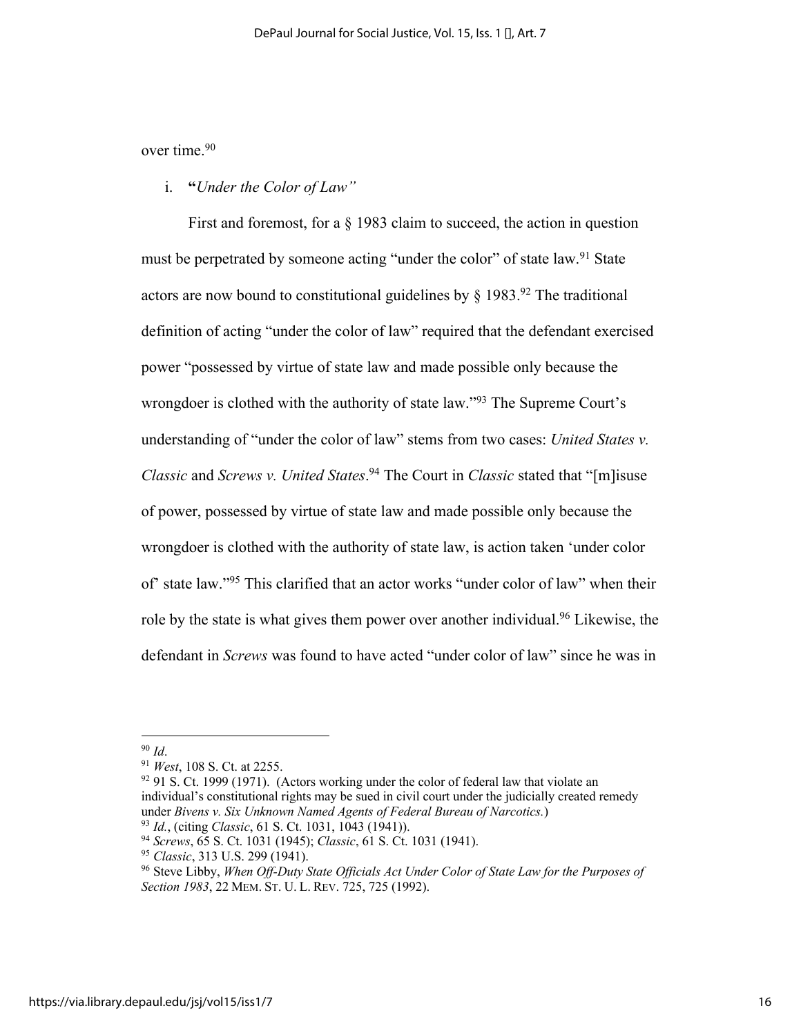over time.[90]

i. **"***Under the Color of Law"*

First and foremost, for a § 1983 claim to succeed, the action in question must be perpetrated by someone acting "under the color" of state law.[91] State actors are now bound to constitutional guidelines by § 1983.[92] The traditional definition of acting "under the color of law" required that the defendant exercised power "possessed by virtue of state law and made possible only because the wrongdoer is clothed with the authority of state law."[93] The Supreme Court's understanding of "under the color of law" stems from two cases: *United States v. Classic* and *Screws v. United States*.[94] The Court in *Classic* stated that "[m]isuse of power, possessed by virtue of state law and made possible only because the wrongdoer is clothed with the authority of state law, is action taken 'under color of' state law."[95] This clarified that an actor works "under color of law" when their role by the state is what gives them power over another individual.[96] Likewise, the defendant in *Screws* was found to have acted "under color of law" since he was in

---

[90] *Id*.

[91] *West*, 108 S. Ct. at 2255.

[92] 91 S. Ct. 1999 (1971). (Actors working under the color of federal law that violate an individual's constitutional rights may be sued in civil court under the judicially created remedy under *Bivens v. Six Unknown Named Agents of Federal Bureau of Narcotics.*)

[93] *Id.*, (citing *Classic*, 61 S. Ct. 1031, 1043 (1941)).

[94] *Screws*, 65 S. Ct. 1031 (1945); *Classic*, 61 S. Ct. 1031 (1941).

[95] *Classic*, 313 U.S. 299 (1941).

[96] Steve Libby, *When Off-Duty State Officials Act Under Color of State Law for the Purposes of Section 1983*, 22 MEM. ST. U. L. REV. 725, 725 (1992).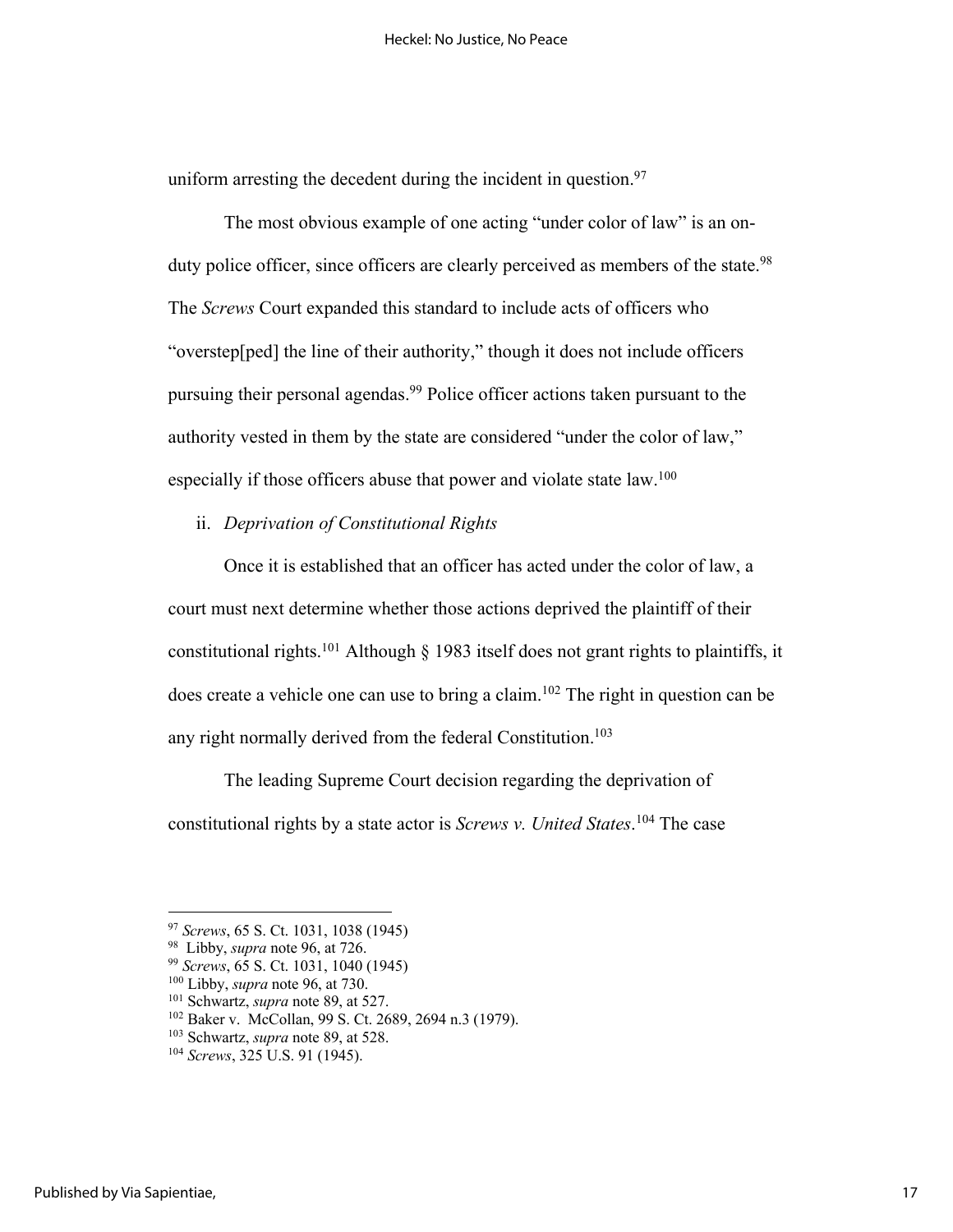uniform arresting the decedent during the incident in question.[97]

The most obvious example of one acting "under color of law" is an on-duty police officer, since officers are clearly perceived as members of the state.[98] The *Screws* Court expanded this standard to include acts of officers who "overstep[ped] the line of their authority," though it does not include officers pursuing their personal agendas.[99] Police officer actions taken pursuant to the authority vested in them by the state are considered "under the color of law," especially if those officers abuse that power and violate state law.[100]

ii. *Deprivation of Constitutional Rights*

Once it is established that an officer has acted under the color of law, a court must next determine whether those actions deprived the plaintiff of their constitutional rights.[101] Although § 1983 itself does not grant rights to plaintiffs, it does create a vehicle one can use to bring a claim.[102] The right in question can be any right normally derived from the federal Constitution.[103]

The leading Supreme Court decision regarding the deprivation of constitutional rights by a state actor is *Screws v. United States*.[104] The case

---

[97] *Screws*, 65 S. Ct. 1031, 1038 (1945)

[98] Libby, *supra* note 96, at 726.

[99] *Screws*, 65 S. Ct. 1031, 1040 (1945)

[100] Libby, *supra* note 96, at 730.

[101] Schwartz, *supra* note 89, at 527.

[102] Baker v. McCollan, 99 S. Ct. 2689, 2694 n.3 (1979).

[103] Schwartz, *supra* note 89, at 528.

[104] *Screws*, 325 U.S. 91 (1945).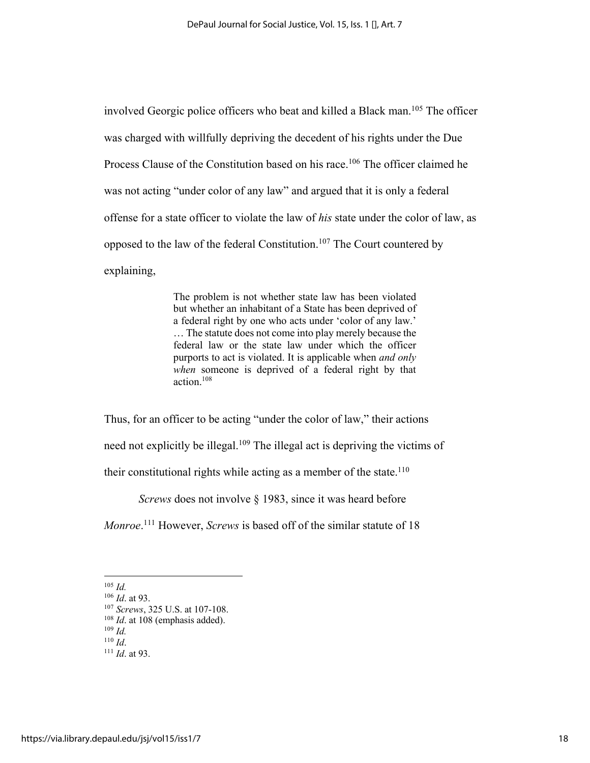involved Georgic police officers who beat and killed a Black man.[105] The officer was charged with willfully depriving the decedent of his rights under the Due Process Clause of the Constitution based on his race.[106] The officer claimed he was not acting "under color of any law" and argued that it is only a federal offense for a state officer to violate the law of *his* state under the color of law, as opposed to the law of the federal Constitution.[107] The Court countered by explaining,

> The problem is not whether state law has been violated but whether an inhabitant of a State has been deprived of a federal right by one who acts under 'color of any law.' … The statute does not come into play merely because the federal law or the state law under which the officer purports to act is violated. It is applicable when *and only when* someone is deprived of a federal right by that action.[108]

Thus, for an officer to be acting "under the color of law," their actions need not explicitly be illegal.[109] The illegal act is depriving the victims of their constitutional rights while acting as a member of the state.[110]

*Screws* does not involve § 1983, since it was heard before *Monroe*.[111] However, *Screws* is based off of the similar statute of 18

---

[105] *Id.*
[106] *Id*. at 93.
[107] *Screws*, 325 U.S. at 107-108.
[108] *Id*. at 108 (emphasis added).
[109] *Id.*
[110] *Id*.
[111] *Id*. at 93.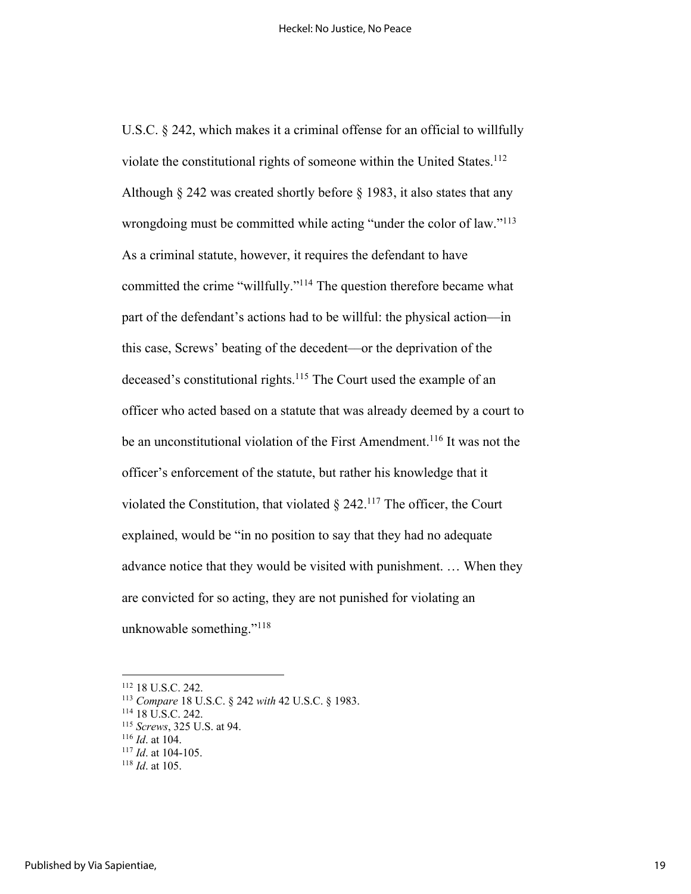U.S.C. § 242, which makes it a criminal offense for an official to willfully violate the constitutional rights of someone within the United States.[112] Although § 242 was created shortly before § 1983, it also states that any wrongdoing must be committed while acting "under the color of law."[113] As a criminal statute, however, it requires the defendant to have committed the crime "willfully."[114] The question therefore became what part of the defendant's actions had to be willful: the physical action—in this case, Screws' beating of the decedent—or the deprivation of the deceased's constitutional rights.[115] The Court used the example of an officer who acted based on a statute that was already deemed by a court to be an unconstitutional violation of the First Amendment.[116] It was not the officer's enforcement of the statute, but rather his knowledge that it violated the Constitution, that violated § 242.[117] The officer, the Court explained, would be "in no position to say that they had no adequate advance notice that they would be visited with punishment. … When they are convicted for so acting, they are not punished for violating an unknowable something."[118]

---

[112] 18 U.S.C. 242.

[113] *Compare* 18 U.S.C. § 242 *with* 42 U.S.C. § 1983.

[114] 18 U.S.C. 242.

[115] *Screws*, 325 U.S. at 94.

[116] *Id*. at 104.

[117] *Id*. at 104-105.

[118] *Id*. at 105.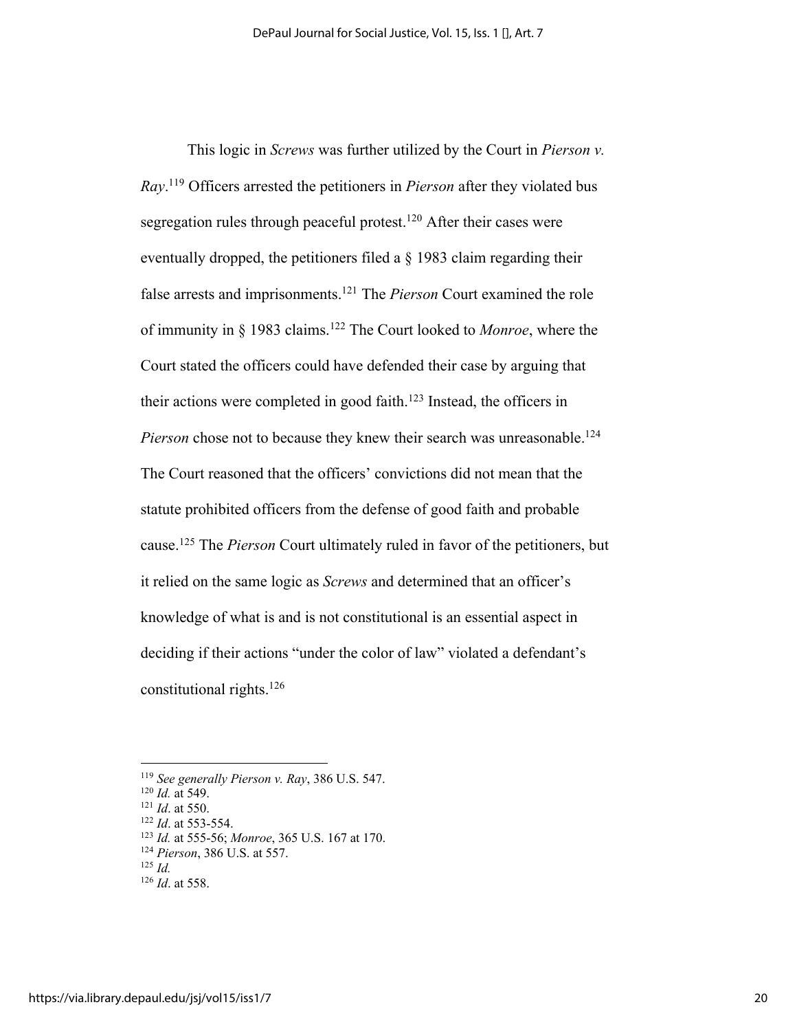This logic in *Screws* was further utilized by the Court in *Pierson v. Ray*.[119] Officers arrested the petitioners in *Pierson* after they violated bus segregation rules through peaceful protest.[120] After their cases were eventually dropped, the petitioners filed a § 1983 claim regarding their false arrests and imprisonments.[121] The *Pierson* Court examined the role of immunity in § 1983 claims.[122] The Court looked to *Monroe*, where the Court stated the officers could have defended their case by arguing that their actions were completed in good faith.[123] Instead, the officers in *Pierson* chose not to because they knew their search was unreasonable.[124] The Court reasoned that the officers' convictions did not mean that the statute prohibited officers from the defense of good faith and probable cause.[125] The *Pierson* Court ultimately ruled in favor of the petitioners, but it relied on the same logic as *Screws* and determined that an officer's knowledge of what is and is not constitutional is an essential aspect in deciding if their actions "under the color of law" violated a defendant's constitutional rights.[126]

---

[119] *See generally Pierson v. Ray*, 386 U.S. 547.
[120] *Id.* at 549.
[121] *Id*. at 550.
[122] *Id*. at 553-554.
[123] *Id.* at 555-56; *Monroe*, 365 U.S. 167 at 170.
[124] *Pierson*, 386 U.S. at 557.
[125] *Id.*
[126] *Id*. at 558.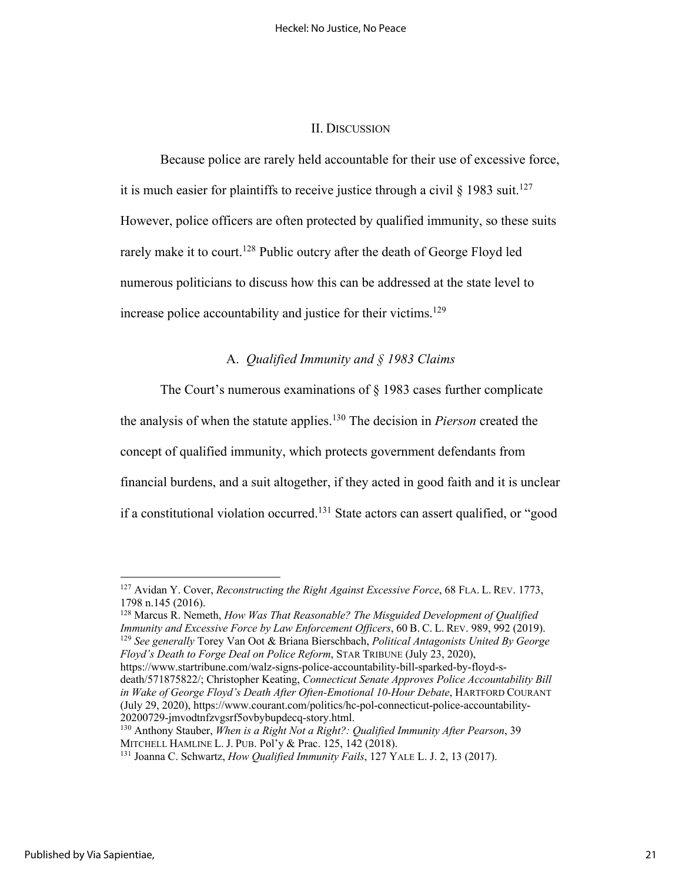## II. DISCUSSION

Because police are rarely held accountable for their use of excessive force, it is much easier for plaintiffs to receive justice through a civil § 1983 suit.[127] However, police officers are often protected by qualified immunity, so these suits rarely make it to court.[128] Public outcry after the death of George Floyd led numerous politicians to discuss how this can be addressed at the state level to increase police accountability and justice for their victims.[129]

### A. *Qualified Immunity and § 1983 Claims*

The Court's numerous examinations of § 1983 cases further complicate the analysis of when the statute applies.[130] The decision in *Pierson* created the concept of qualified immunity, which protects government defendants from financial burdens, and a suit altogether, if they acted in good faith and it is unclear if a constitutional violation occurred.[131] State actors can assert qualified, or "good

---

[127] Avidan Y. Cover, *Reconstructing the Right Against Excessive Force*, 68 FLA. L. REV. 1773, 1798 n.145 (2016).

[128] Marcus R. Nemeth, *How Was That Reasonable? The Misguided Development of Qualified Immunity and Excessive Force by Law Enforcement Officers*, 60 B. C. L. REV. 989, 992 (2019).

[129] *See generally* Torey Van Oot & Briana Bierschbach, *Political Antagonists United By George Floyd's Death to Forge Deal on Police Reform*, STAR TRIBUNE (July 23, 2020), https://www.startribune.com/walz-signs-police-accountability-bill-sparked-by-floyd-s-death/571875822/; Christopher Keating, *Connecticut Senate Approves Police Accountability Bill in Wake of George Floyd's Death After Often-Emotional 10-Hour Debate*, HARTFORD COURANT (July 29, 2020), https://www.courant.com/politics/hc-pol-connecticut-police-accountability-20200729-jmvodtnfzvgsrf5ovbybupdecq-story.html.

[130] Anthony Stauber, *When is a Right Not a Right?: Qualified Immunity After Pearson*, 39 MITCHELL HAMLINE L. J. PUB. Pol'y & Prac. 125, 142 (2018).

[131] Joanna C. Schwartz, *How Qualified Immunity Fails*, 127 YALE L. J. 2, 13 (2017).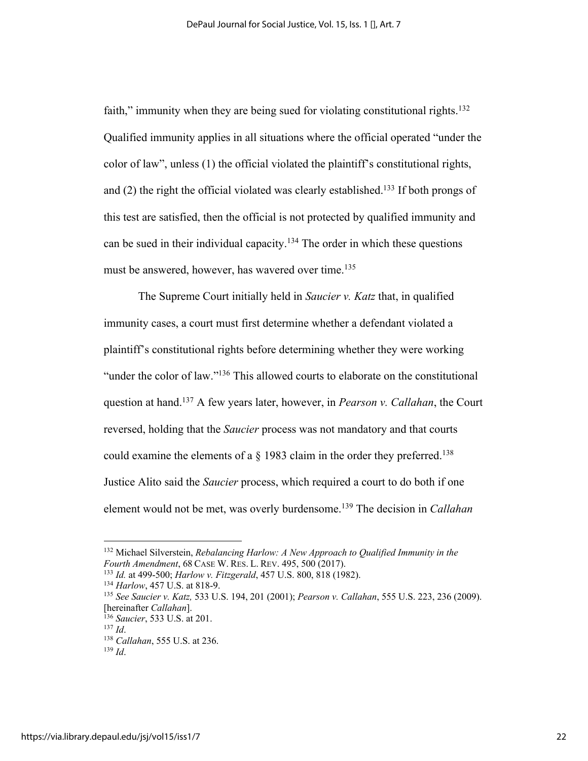faith," immunity when they are being sued for violating constitutional rights.[132] Qualified immunity applies in all situations where the official operated "under the color of law", unless (1) the official violated the plaintiff's constitutional rights, and (2) the right the official violated was clearly established.[133] If both prongs of this test are satisfied, then the official is not protected by qualified immunity and can be sued in their individual capacity.[134] The order in which these questions must be answered, however, has wavered over time.[135]

The Supreme Court initially held in *Saucier v. Katz* that, in qualified immunity cases, a court must first determine whether a defendant violated a plaintiff's constitutional rights before determining whether they were working "under the color of law."[136] This allowed courts to elaborate on the constitutional question at hand.[137] A few years later, however, in *Pearson v. Callahan*, the Court reversed, holding that the *Saucier* process was not mandatory and that courts could examine the elements of a § 1983 claim in the order they preferred.[138] Justice Alito said the *Saucier* process, which required a court to do both if one element would not be met, was overly burdensome.[139] The decision in *Callahan*

---

[132] Michael Silverstein, *Rebalancing Harlow: A New Approach to Qualified Immunity in the Fourth Amendment*, 68 CASE W. RES. L. REV. 495, 500 (2017).
[133] *Id.* at 499-500; *Harlow v. Fitzgerald*, 457 U.S. 800, 818 (1982).
[134] *Harlow*, 457 U.S. at 818-9.
[135] *See Saucier v. Katz,* 533 U.S. 194, 201 (2001); *Pearson v. Callahan*, 555 U.S. 223, 236 (2009). [hereinafter *Callahan*].
[136] *Saucier*, 533 U.S. at 201.
[137] *Id*.
[138] *Callahan*, 555 U.S. at 236.
[139] *Id*.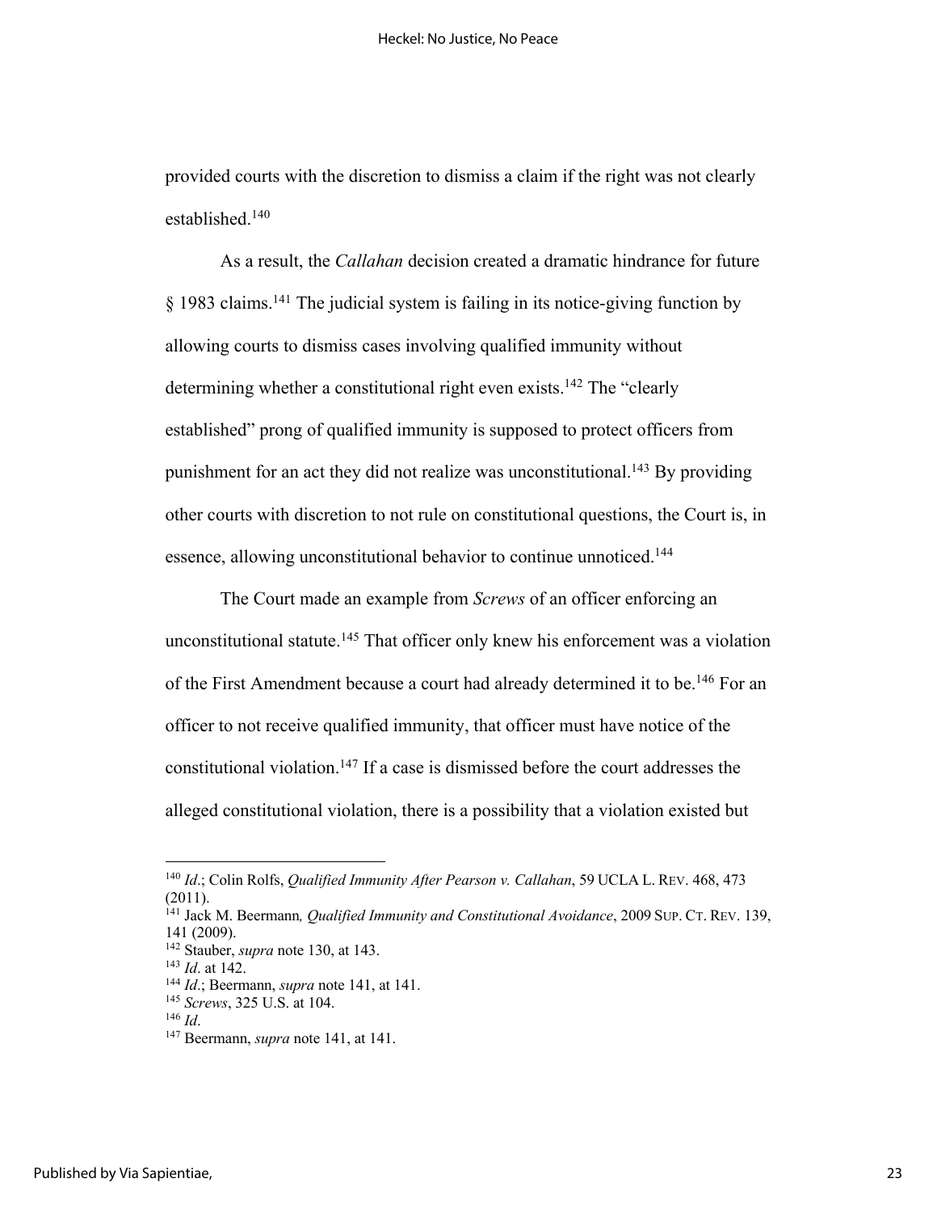provided courts with the discretion to dismiss a claim if the right was not clearly established.[140]

As a result, the *Callahan* decision created a dramatic hindrance for future § 1983 claims.[141] The judicial system is failing in its notice-giving function by allowing courts to dismiss cases involving qualified immunity without determining whether a constitutional right even exists.[142] The "clearly established" prong of qualified immunity is supposed to protect officers from punishment for an act they did not realize was unconstitutional.[143] By providing other courts with discretion to not rule on constitutional questions, the Court is, in essence, allowing unconstitutional behavior to continue unnoticed.[144]

The Court made an example from *Screws* of an officer enforcing an unconstitutional statute.[145] That officer only knew his enforcement was a violation of the First Amendment because a court had already determined it to be.[146] For an officer to not receive qualified immunity, that officer must have notice of the constitutional violation.[147] If a case is dismissed before the court addresses the alleged constitutional violation, there is a possibility that a violation existed but

---

[140] *Id*.; Colin Rolfs, *Qualified Immunity After Pearson v. Callahan*, 59 UCLA L. REV. 468, 473 (2011).

[141] Jack M. Beermann*, Qualified Immunity and Constitutional Avoidance*, 2009 SUP. CT. REV. 139, 141 (2009).

[142] Stauber, *supra* note 130, at 143.

[143] *Id*. at 142.

[144] *Id*.; Beermann, *supra* note 141, at 141.

[145] *Screws*, 325 U.S. at 104.

[146] *Id*.

[147] Beermann, *supra* note 141, at 141.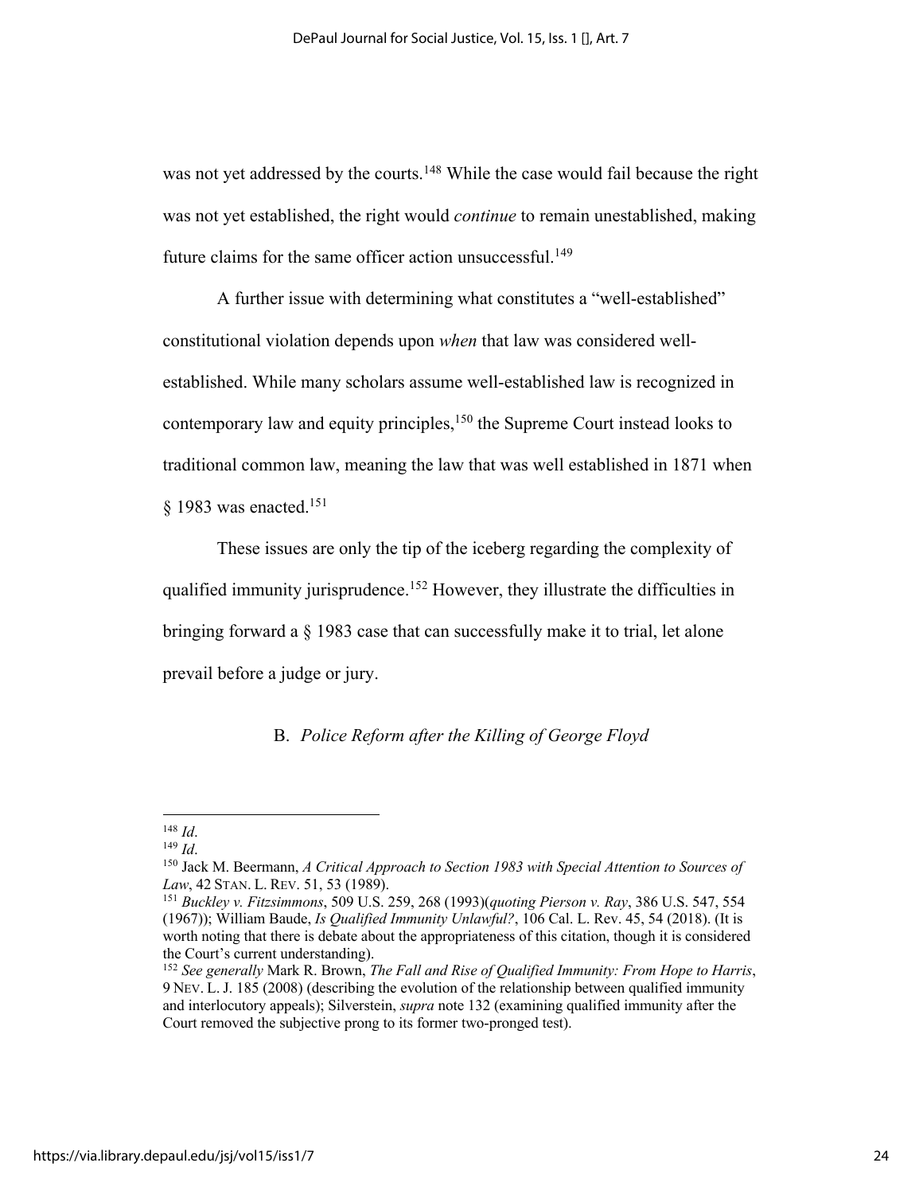was not yet addressed by the courts.[148] While the case would fail because the right was not yet established, the right would *continue* to remain unestablished, making future claims for the same officer action unsuccessful.[149]

A further issue with determining what constitutes a "well-established" constitutional violation depends upon *when* that law was considered well-established. While many scholars assume well-established law is recognized in contemporary law and equity principles,[150] the Supreme Court instead looks to traditional common law, meaning the law that was well established in 1871 when § 1983 was enacted.[151]

These issues are only the tip of the iceberg regarding the complexity of qualified immunity jurisprudence.[152] However, they illustrate the difficulties in bringing forward a § 1983 case that can successfully make it to trial, let alone prevail before a judge or jury.

### B. *Police Reform after the Killing of George Floyd*

---

[148] *Id*.

[149] *Id*.

[150] Jack M. Beermann, *A Critical Approach to Section 1983 with Special Attention to Sources of Law*, 42 STAN. L. REV. 51, 53 (1989).

[151] *Buckley v. Fitzsimmons*, 509 U.S. 259, 268 (1993)(*quoting Pierson v. Ray*, 386 U.S. 547, 554 (1967)); William Baude, *Is Qualified Immunity Unlawful?*, 106 Cal. L. Rev. 45, 54 (2018). (It is worth noting that there is debate about the appropriateness of this citation, though it is considered the Court's current understanding).

[152] *See generally* Mark R. Brown, *The Fall and Rise of Qualified Immunity: From Hope to Harris*, 9 NEV. L. J. 185 (2008) (describing the evolution of the relationship between qualified immunity and interlocutory appeals); Silverstein, *supra* note 132 (examining qualified immunity after the Court removed the subjective prong to its former two-pronged test).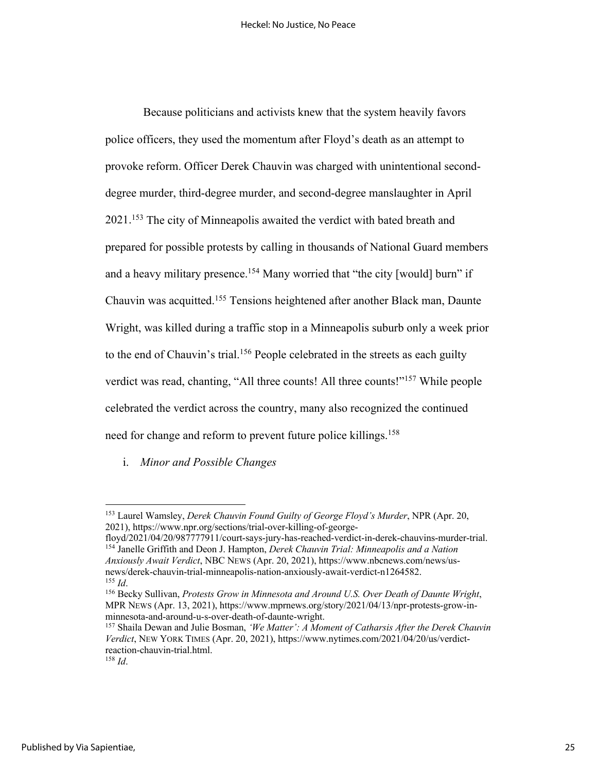Because politicians and activists knew that the system heavily favors police officers, they used the momentum after Floyd's death as an attempt to provoke reform. Officer Derek Chauvin was charged with unintentional second-degree murder, third-degree murder, and second-degree manslaughter in April 2021.[153] The city of Minneapolis awaited the verdict with bated breath and prepared for possible protests by calling in thousands of National Guard members and a heavy military presence.[154] Many worried that "the city [would] burn" if Chauvin was acquitted.[155] Tensions heightened after another Black man, Daunte Wright, was killed during a traffic stop in a Minneapolis suburb only a week prior to the end of Chauvin's trial.[156] People celebrated in the streets as each guilty verdict was read, chanting, "All three counts! All three counts!"[157] While people celebrated the verdict across the country, many also recognized the continued need for change and reform to prevent future police killings.[158]

i. *Minor and Possible Changes*

---

[153] Laurel Wamsley, *Derek Chauvin Found Guilty of George Floyd's Murder*, NPR (Apr. 20, 2021), https://www.npr.org/sections/trial-over-killing-of-george-floyd/2021/04/20/987777911/court-says-jury-has-reached-verdict-in-derek-chauvins-murder-trial.

[154] Janelle Griffith and Deon J. Hampton, *Derek Chauvin Trial: Minneapolis and a Nation Anxiously Await Verdict*, NBC NEWS (Apr. 20, 2021), https://www.nbcnews.com/news/us-news/derek-chauvin-trial-minneapolis-nation-anxiously-await-verdict-n1264582.

[155] *Id*.

[156] Becky Sullivan, *Protests Grow in Minnesota and Around U.S. Over Death of Daunte Wright*, MPR NEWS (Apr. 13, 2021), https://www.mprnews.org/story/2021/04/13/npr-protests-grow-in-minnesota-and-around-u-s-over-death-of-daunte-wright.

[157] Shaila Dewan and Julie Bosman, *'We Matter': A Moment of Catharsis After the Derek Chauvin Verdict*, NEW YORK TIMES (Apr. 20, 2021), https://www.nytimes.com/2021/04/20/us/verdict-reaction-chauvin-trial.html.

[158] *Id*.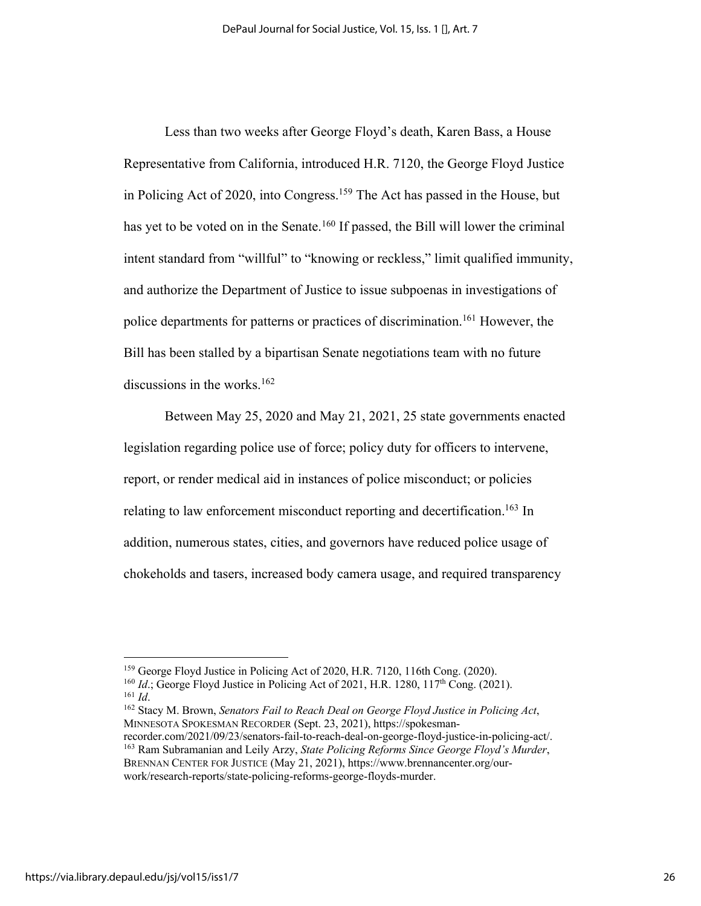Less than two weeks after George Floyd's death, Karen Bass, a House Representative from California, introduced H.R. 7120, the George Floyd Justice in Policing Act of 2020, into Congress.[159] The Act has passed in the House, but has yet to be voted on in the Senate.[160] If passed, the Bill will lower the criminal intent standard from "willful" to "knowing or reckless," limit qualified immunity, and authorize the Department of Justice to issue subpoenas in investigations of police departments for patterns or practices of discrimination.[161] However, the Bill has been stalled by a bipartisan Senate negotiations team with no future discussions in the works.[162]

Between May 25, 2020 and May 21, 2021, 25 state governments enacted legislation regarding police use of force; policy duty for officers to intervene, report, or render medical aid in instances of police misconduct; or policies relating to law enforcement misconduct reporting and decertification.[163] In addition, numerous states, cities, and governors have reduced police usage of chokeholds and tasers, increased body camera usage, and required transparency

---

[159] George Floyd Justice in Policing Act of 2020, H.R. 7120, 116th Cong. (2020).

[160] *Id*.; George Floyd Justice in Policing Act of 2021, H.R. 1280, 117th Cong. (2021).

[161] *Id*.

[162] Stacy M. Brown, *Senators Fail to Reach Deal on George Floyd Justice in Policing Act*, MINNESOTA SPOKESMAN RECORDER (Sept. 23, 2021), https://spokesman-recorder.com/2021/09/23/senators-fail-to-reach-deal-on-george-floyd-justice-in-policing-act/.

[163] Ram Subramanian and Leily Arzy, *State Policing Reforms Since George Floyd's Murder*, BRENNAN CENTER FOR JUSTICE (May 21, 2021), https://www.brennancenter.org/our-work/research-reports/state-policing-reforms-george-floyds-murder.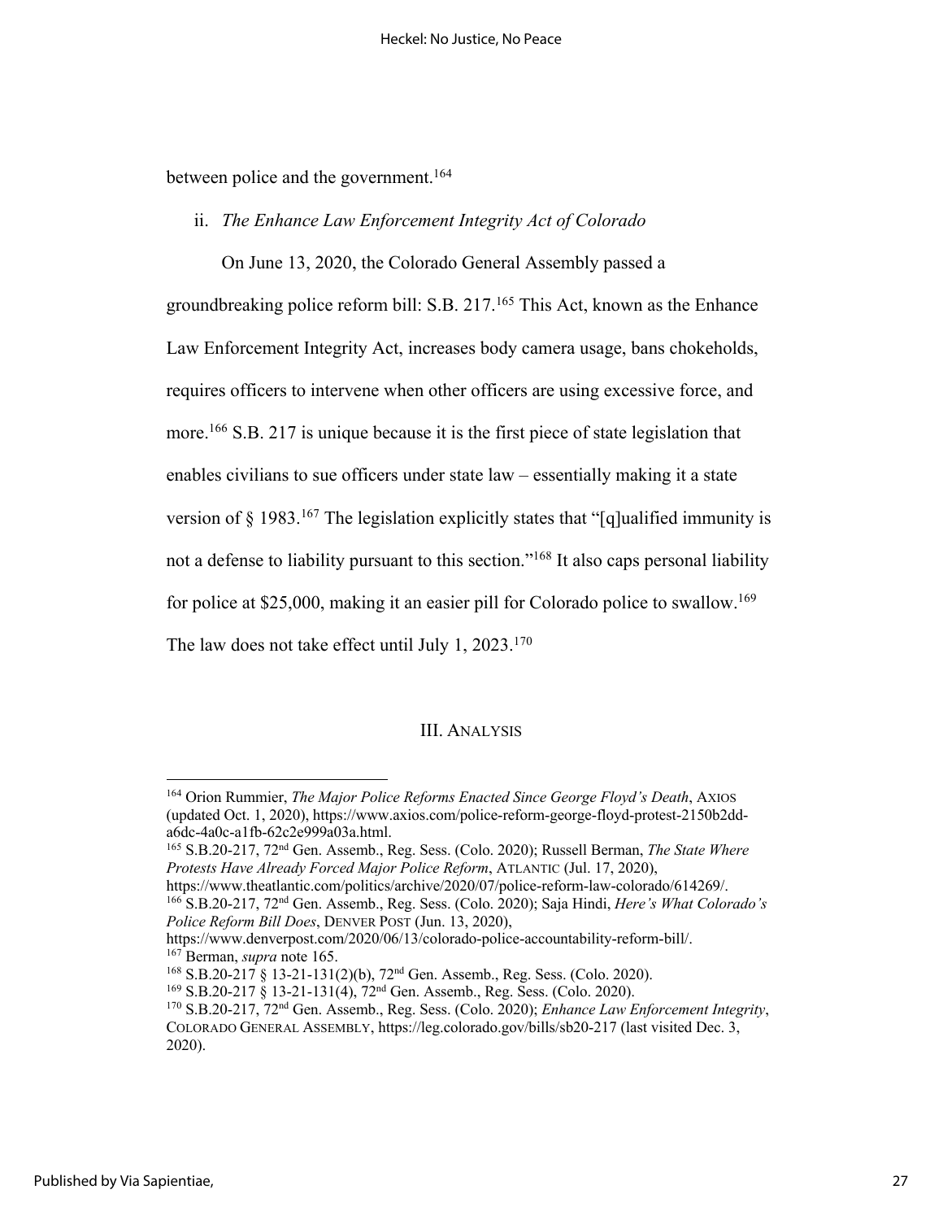between police and the government.[164]

ii. *The Enhance Law Enforcement Integrity Act of Colorado*

On June 13, 2020, the Colorado General Assembly passed a groundbreaking police reform bill: S.B. 217.[165] This Act, known as the Enhance Law Enforcement Integrity Act, increases body camera usage, bans chokeholds, requires officers to intervene when other officers are using excessive force, and more.[166] S.B. 217 is unique because it is the first piece of state legislation that enables civilians to sue officers under state law – essentially making it a state version of § 1983.[167] The legislation explicitly states that "[q]ualified immunity is not a defense to liability pursuant to this section."[168] It also caps personal liability for police at $25,000, making it an easier pill for Colorado police to swallow.[169] The law does not take effect until July 1, 2023.[170]

## III. Analysis

---

[164] Orion Rummier, *The Major Police Reforms Enacted Since George Floyd's Death*, AXIOS (updated Oct. 1, 2020), https://www.axios.com/police-reform-george-floyd-protest-2150b2dd-a6dc-4a0c-a1fb-62c2e999a03a.html.

[165] S.B.20-217, 72nd Gen. Assemb., Reg. Sess. (Colo. 2020); Russell Berman, *The State Where Protests Have Already Forced Major Police Reform*, ATLANTIC (Jul. 17, 2020), https://www.theatlantic.com/politics/archive/2020/07/police-reform-law-colorado/614269/.

[166] S.B.20-217, 72nd Gen. Assemb., Reg. Sess. (Colo. 2020); Saja Hindi, *Here's What Colorado's Police Reform Bill Does*, DENVER POST (Jun. 13, 2020), https://www.denverpost.com/2020/06/13/colorado-police-accountability-reform-bill/.

[167] Berman, *supra* note 165.

[168] S.B.20-217 § 13-21-131(2)(b), 72nd Gen. Assemb., Reg. Sess. (Colo. 2020).

[169] S.B.20-217 § 13-21-131(4), 72nd Gen. Assemb., Reg. Sess. (Colo. 2020).

[170] S.B.20-217, 72nd Gen. Assemb., Reg. Sess. (Colo. 2020); *Enhance Law Enforcement Integrity*, COLORADO GENERAL ASSEMBLY, https://leg.colorado.gov/bills/sb20-217 (last visited Dec. 3, 2020).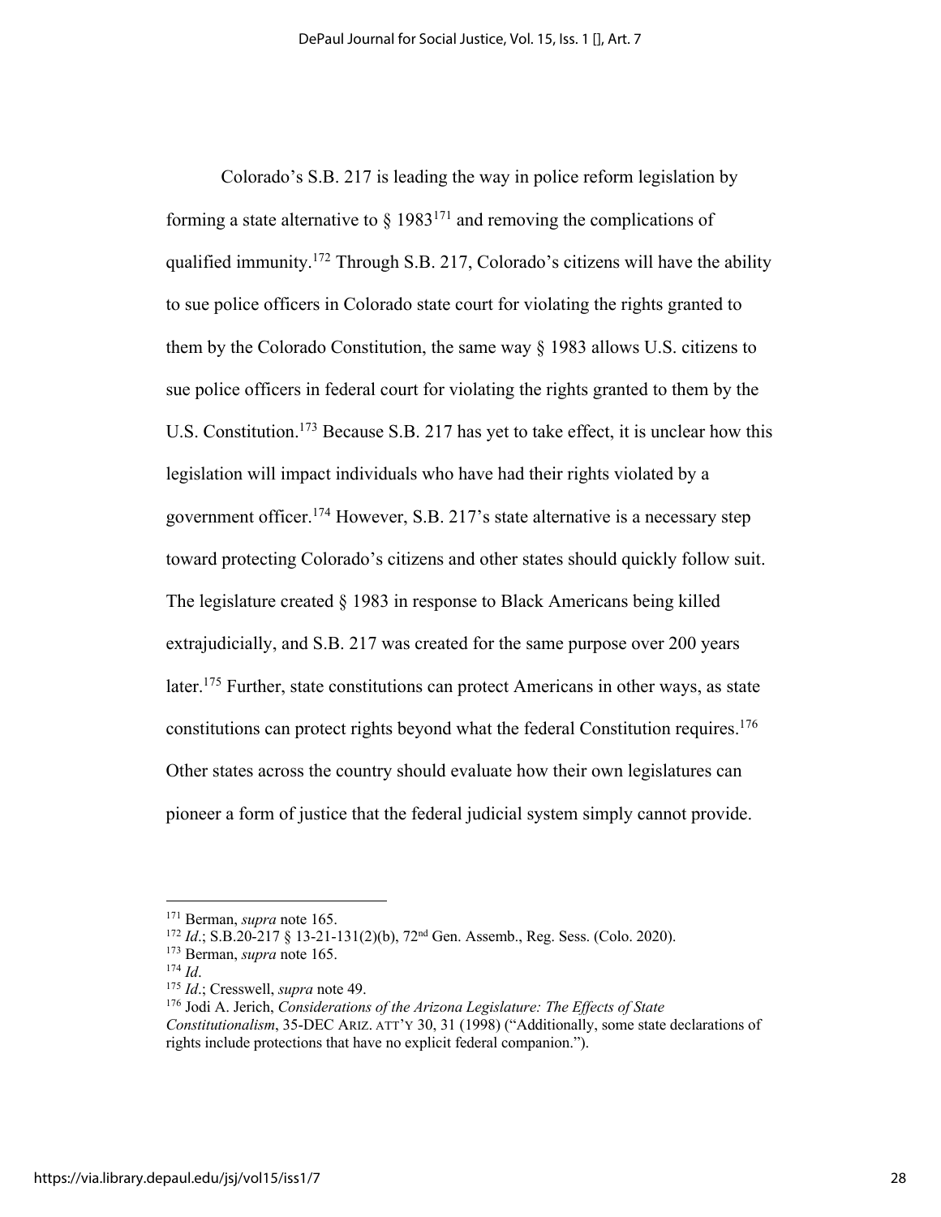Colorado's S.B. 217 is leading the way in police reform legislation by forming a state alternative to § 1983[171] and removing the complications of qualified immunity.[172] Through S.B. 217, Colorado's citizens will have the ability to sue police officers in Colorado state court for violating the rights granted to them by the Colorado Constitution, the same way § 1983 allows U.S. citizens to sue police officers in federal court for violating the rights granted to them by the U.S. Constitution.[173] Because S.B. 217 has yet to take effect, it is unclear how this legislation will impact individuals who have had their rights violated by a government officer.[174] However, S.B. 217's state alternative is a necessary step toward protecting Colorado's citizens and other states should quickly follow suit. The legislature created § 1983 in response to Black Americans being killed extrajudicially, and S.B. 217 was created for the same purpose over 200 years later.[175] Further, state constitutions can protect Americans in other ways, as state constitutions can protect rights beyond what the federal Constitution requires.[176] Other states across the country should evaluate how their own legislatures can pioneer a form of justice that the federal judicial system simply cannot provide.

---

[171] Berman, *supra* note 165.

[172] *Id*.; S.B.20-217 § 13-21-131(2)(b), 72nd Gen. Assemb., Reg. Sess. (Colo. 2020).

[173] Berman, *supra* note 165.

[174] *Id*.

[175] *Id*.; Cresswell, *supra* note 49.

[176] Jodi A. Jerich, *Considerations of the Arizona Legislature: The Effects of State Constitutionalism*, 35-DEC ARIZ. ATT'Y 30, 31 (1998) ("Additionally, some state declarations of rights include protections that have no explicit federal companion.").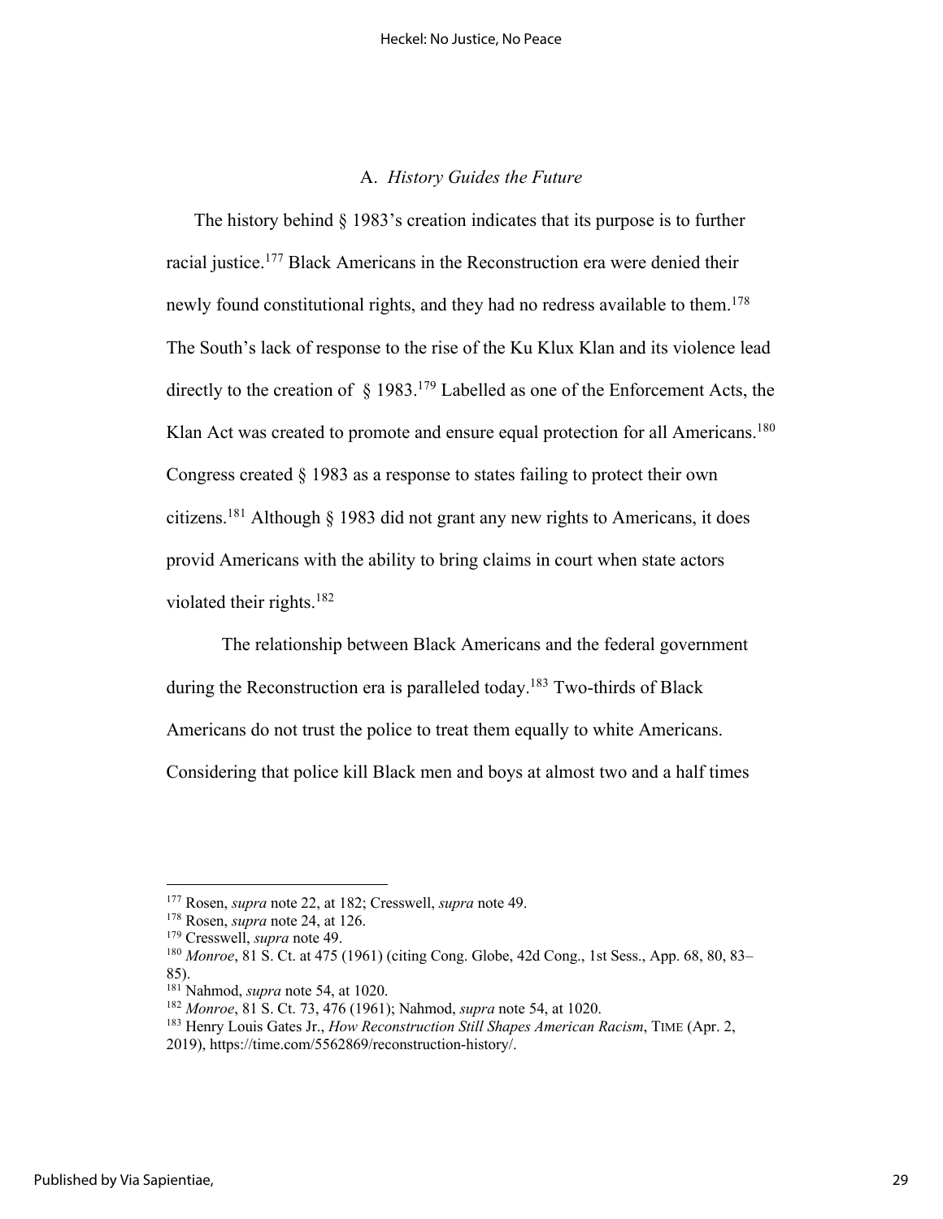### A. *History Guides the Future*

The history behind § 1983's creation indicates that its purpose is to further racial justice.[177] Black Americans in the Reconstruction era were denied their newly found constitutional rights, and they had no redress available to them.[178] The South's lack of response to the rise of the Ku Klux Klan and its violence lead directly to the creation of § 1983.[179] Labelled as one of the Enforcement Acts, the Klan Act was created to promote and ensure equal protection for all Americans.[180] Congress created § 1983 as a response to states failing to protect their own citizens.[181] Although § 1983 did not grant any new rights to Americans, it does provid Americans with the ability to bring claims in court when state actors violated their rights.[182]

The relationship between Black Americans and the federal government during the Reconstruction era is paralleled today.[183] Two-thirds of Black Americans do not trust the police to treat them equally to white Americans. Considering that police kill Black men and boys at almost two and a half times

---

[177] Rosen, *supra* note 22, at 182; Cresswell, *supra* note 49.

[178] Rosen, *supra* note 24, at 126.

[179] Cresswell, *supra* note 49.

[180] *Monroe*, 81 S. Ct. at 475 (1961) (citing Cong. Globe, 42d Cong., 1st Sess., App. 68, 80, 83–85).

[181] Nahmod, *supra* note 54, at 1020.

[182] *Monroe*, 81 S. Ct. 73, 476 (1961); Nahmod, *supra* note 54, at 1020.

[183] Henry Louis Gates Jr., *How Reconstruction Still Shapes American Racism*, TIME (Apr. 2, 2019), https://time.com/5562869/reconstruction-history/.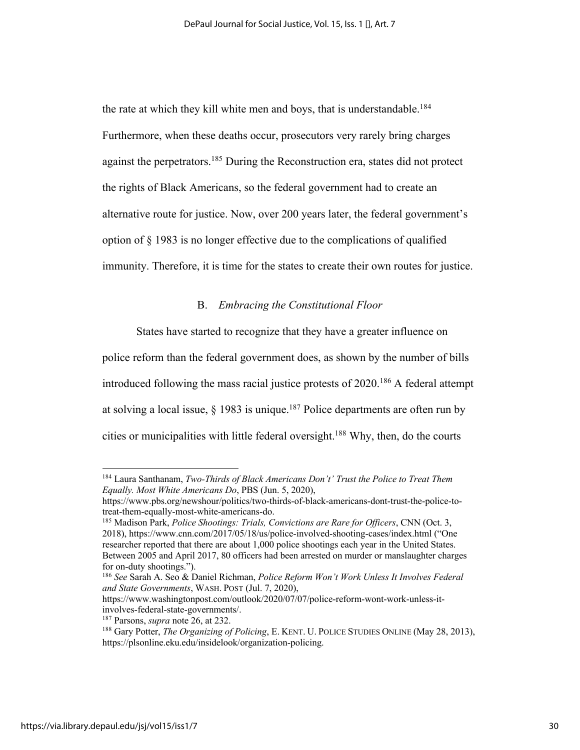the rate at which they kill white men and boys, that is understandable.[184] Furthermore, when these deaths occur, prosecutors very rarely bring charges against the perpetrators.[185] During the Reconstruction era, states did not protect the rights of Black Americans, so the federal government had to create an alternative route for justice. Now, over 200 years later, the federal government's option of § 1983 is no longer effective due to the complications of qualified immunity. Therefore, it is time for the states to create their own routes for justice.

### B. *Embracing the Constitutional Floor*

States have started to recognize that they have a greater influence on police reform than the federal government does, as shown by the number of bills introduced following the mass racial justice protests of 2020.[186] A federal attempt at solving a local issue, § 1983 is unique.[187] Police departments are often run by cities or municipalities with little federal oversight.[188] Why, then, do the courts

---

[184] Laura Santhanam, *Two-Thirds of Black Americans Don't' Trust the Police to Treat Them Equally. Most White Americans Do*, PBS (Jun. 5, 2020), https://www.pbs.org/newshour/politics/two-thirds-of-black-americans-dont-trust-the-police-to-treat-them-equally-most-white-americans-do.

[185] Madison Park, *Police Shootings: Trials, Convictions are Rare for Officers*, CNN (Oct. 3, 2018), https://www.cnn.com/2017/05/18/us/police-involved-shooting-cases/index.html ("One researcher reported that there are about 1,000 police shootings each year in the United States. Between 2005 and April 2017, 80 officers had been arrested on murder or manslaughter charges for on-duty shootings.").

[186] *See* Sarah A. Seo & Daniel Richman, *Police Reform Won't Work Unless It Involves Federal and State Governments*, WASH. POST (Jul. 7, 2020), https://www.washingtonpost.com/outlook/2020/07/07/police-reform-wont-work-unless-it-involves-federal-state-governments/.

[187] Parsons, *supra* note 26, at 232.

[188] Gary Potter, *The Organizing of Policing*, E. KENT. U. POLICE STUDIES ONLINE (May 28, 2013), https://plsonline.eku.edu/insidelook/organization-policing.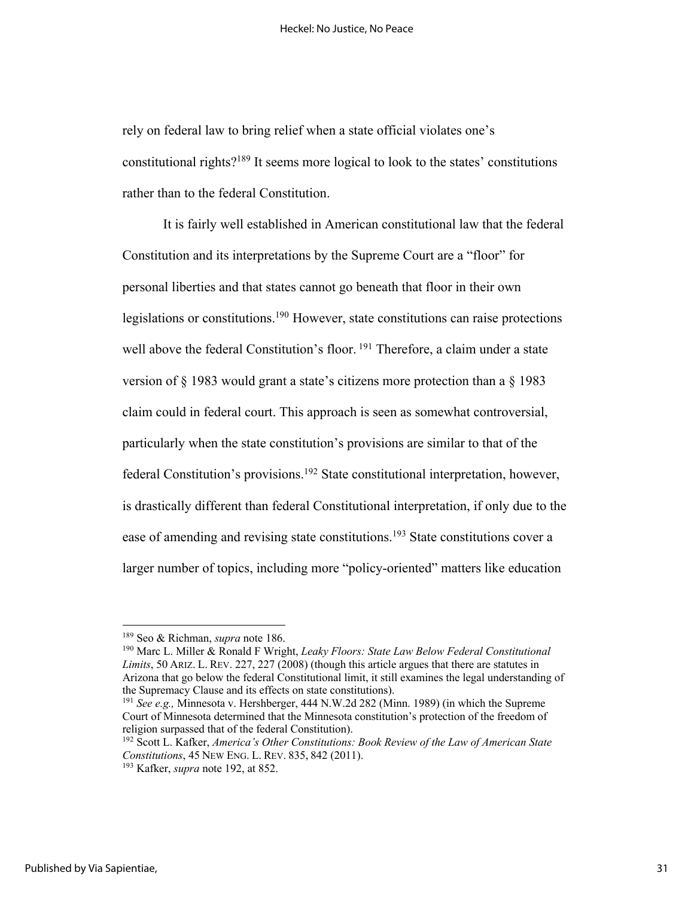rely on federal law to bring relief when a state official violates one's constitutional rights?[189] It seems more logical to look to the states' constitutions rather than to the federal Constitution.

It is fairly well established in American constitutional law that the federal Constitution and its interpretations by the Supreme Court are a "floor" for personal liberties and that states cannot go beneath that floor in their own legislations or constitutions.[190] However, state constitutions can raise protections well above the federal Constitution's floor. [191] Therefore, a claim under a state version of § 1983 would grant a state's citizens more protection than a § 1983 claim could in federal court. This approach is seen as somewhat controversial, particularly when the state constitution's provisions are similar to that of the federal Constitution's provisions.[192] State constitutional interpretation, however, is drastically different than federal Constitutional interpretation, if only due to the ease of amending and revising state constitutions.[193] State constitutions cover a larger number of topics, including more "policy-oriented" matters like education

---

[189] Seo & Richman, *supra* note 186.

[190] Marc L. Miller & Ronald F Wright, *Leaky Floors: State Law Below Federal Constitutional Limits*, 50 ARIZ. L. REV. 227, 227 (2008) (though this article argues that there are statutes in Arizona that go below the federal Constitutional limit, it still examines the legal understanding of the Supremacy Clause and its effects on state constitutions).

[191] *See e.g.,* Minnesota v. Hershberger, 444 N.W.2d 282 (Minn. 1989) (in which the Supreme Court of Minnesota determined that the Minnesota constitution's protection of the freedom of religion surpassed that of the federal Constitution).

[192] Scott L. Kafker, *America's Other Constitutions: Book Review of the Law of American State Constitutions*, 45 NEW ENG. L. REV. 835, 842 (2011).

[193] Kafker, *supra* note 192, at 852.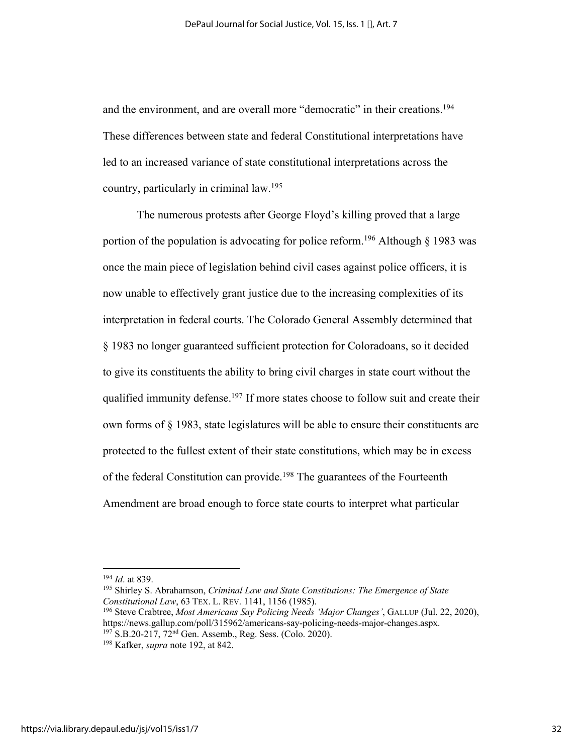and the environment, and are overall more "democratic" in their creations.[194] These differences between state and federal Constitutional interpretations have led to an increased variance of state constitutional interpretations across the country, particularly in criminal law.[195]

The numerous protests after George Floyd's killing proved that a large portion of the population is advocating for police reform.[196] Although § 1983 was once the main piece of legislation behind civil cases against police officers, it is now unable to effectively grant justice due to the increasing complexities of its interpretation in federal courts. The Colorado General Assembly determined that § 1983 no longer guaranteed sufficient protection for Coloradoans, so it decided to give its constituents the ability to bring civil charges in state court without the qualified immunity defense.[197] If more states choose to follow suit and create their own forms of § 1983, state legislatures will be able to ensure their constituents are protected to the fullest extent of their state constitutions, which may be in excess of the federal Constitution can provide.[198] The guarantees of the Fourteenth Amendment are broad enough to force state courts to interpret what particular

---

[194] *Id*. at 839.

[195] Shirley S. Abrahamson, *Criminal Law and State Constitutions: The Emergence of State Constitutional Law*, 63 TEX. L. REV. 1141, 1156 (1985).

[196] Steve Crabtree, *Most Americans Say Policing Needs 'Major Changes'*, GALLUP (Jul. 22, 2020), https://news.gallup.com/poll/315962/americans-say-policing-needs-major-changes.aspx.

[197] S.B.20-217, 72nd Gen. Assemb., Reg. Sess. (Colo. 2020).

[198] Kafker, *supra* note 192, at 842.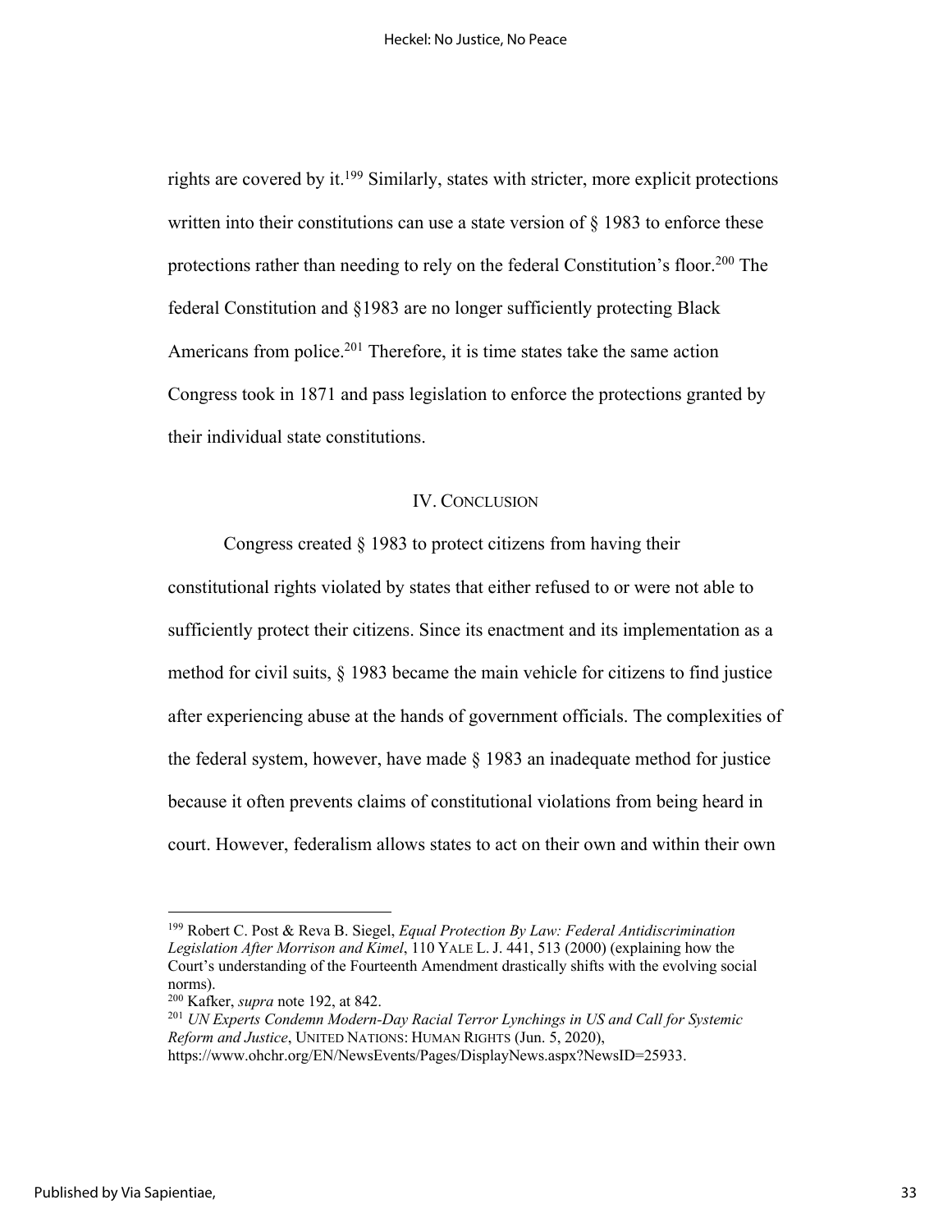rights are covered by it.[199] Similarly, states with stricter, more explicit protections written into their constitutions can use a state version of § 1983 to enforce these protections rather than needing to rely on the federal Constitution's floor.[200] The federal Constitution and §1983 are no longer sufficiently protecting Black Americans from police.[201] Therefore, it is time states take the same action Congress took in 1871 and pass legislation to enforce the protections granted by their individual state constitutions.

## IV. CONCLUSION

Congress created § 1983 to protect citizens from having their constitutional rights violated by states that either refused to or were not able to sufficiently protect their citizens. Since its enactment and its implementation as a method for civil suits, § 1983 became the main vehicle for citizens to find justice after experiencing abuse at the hands of government officials. The complexities of the federal system, however, have made § 1983 an inadequate method for justice because it often prevents claims of constitutional violations from being heard in court. However, federalism allows states to act on their own and within their own

---

[199] Robert C. Post & Reva B. Siegel, *Equal Protection By Law: Federal Antidiscrimination Legislation After Morrison and Kimel*, 110 YALE L. J. 441, 513 (2000) (explaining how the Court's understanding of the Fourteenth Amendment drastically shifts with the evolving social norms).

[200] Kafker, *supra* note 192, at 842.

[201] *UN Experts Condemn Modern-Day Racial Terror Lynchings in US and Call for Systemic Reform and Justice*, UNITED NATIONS: HUMAN RIGHTS (Jun. 5, 2020), https://www.ohchr.org/EN/NewsEvents/Pages/DisplayNews.aspx?NewsID=25933.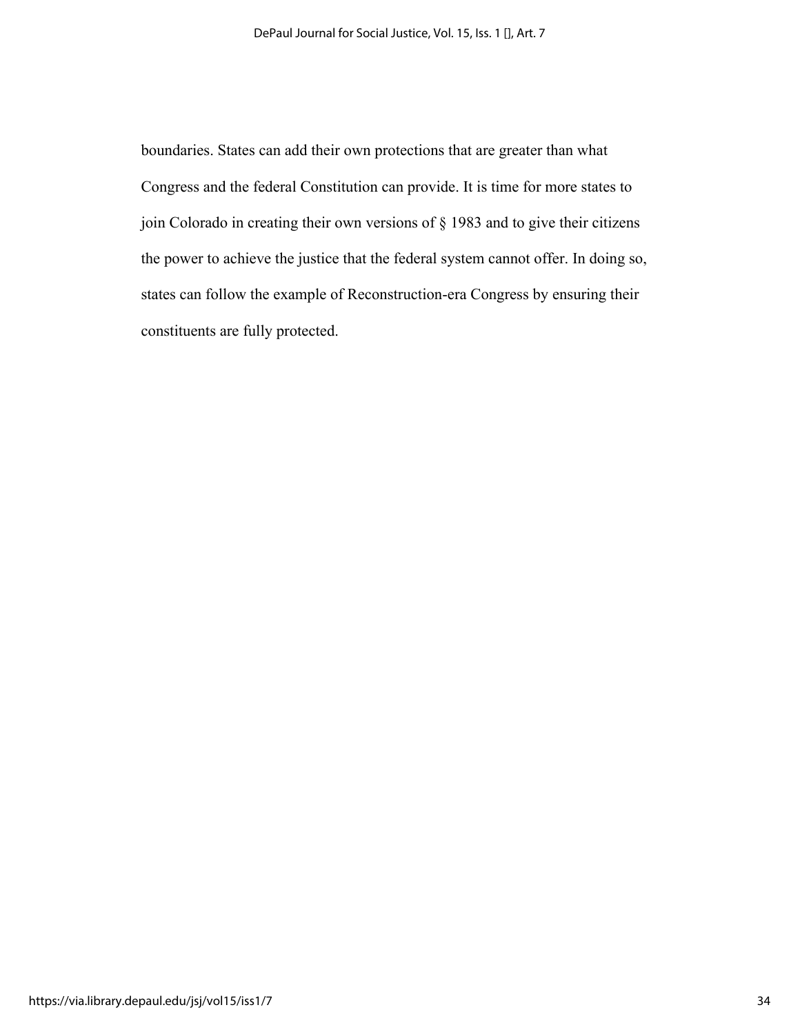boundaries. States can add their own protections that are greater than what Congress and the federal Constitution can provide. It is time for more states to join Colorado in creating their own versions of § 1983 and to give their citizens the power to achieve the justice that the federal system cannot offer. In doing so, states can follow the example of Reconstruction-era Congress by ensuring their constituents are fully protected.